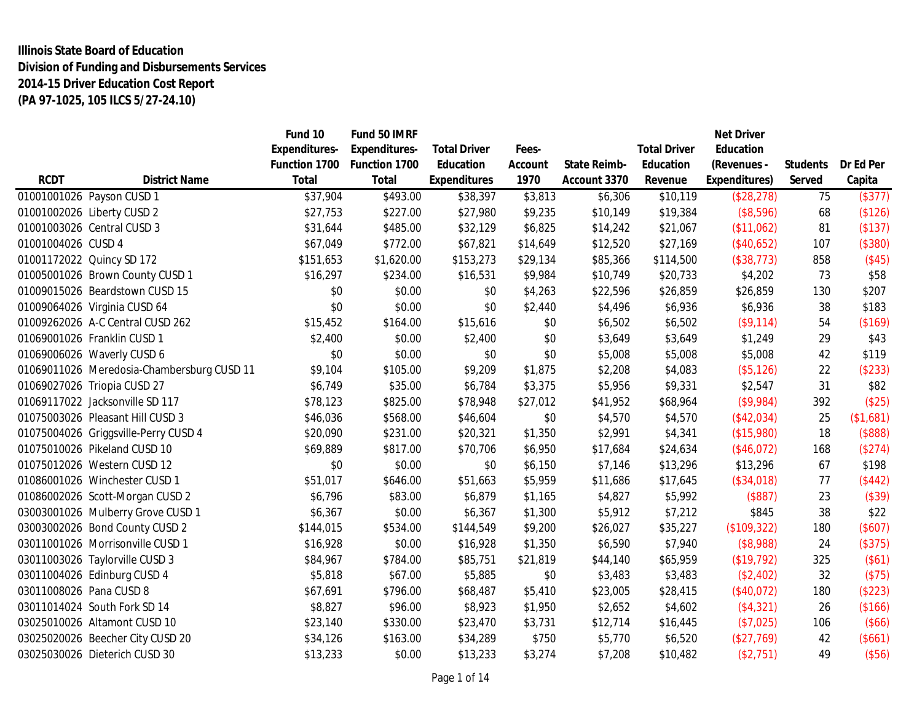**Illinois State Board of Education**
**Division of Funding and Disbursements Services**
**2014-15 Driver Education Cost Report**
**(PA 97-1025, 105 ILCS 5/27-24.10)**

| RCDT | District Name | Fund 10 Expenditures-Function 1700 Total | Fund 50 IMRF Expenditures-Function 1700 Total | Total Driver Education Expenditures | Fees-Account 1970 | State Reimb-Account 3370 | Total Driver Education Revenue | Net Driver Education (Revenues - Expenditures) | Students Served | Dr Ed Per Capita |
|---|---|---|---|---|---|---|---|---|---|---|
| 01001001026 | Payson CUSD 1 | $37,904 | $493.00 | $38,397 | $3,813 | $6,306 | $10,119 | ($28,278) | 75 | ($377) |
| 01001002026 | Liberty CUSD 2 | $27,753 | $227.00 | $27,980 | $9,235 | $10,149 | $19,384 | ($8,596) | 68 | ($126) |
| 01001003026 | Central CUSD 3 | $31,644 | $485.00 | $32,129 | $6,825 | $14,242 | $21,067 | ($11,062) | 81 | ($137) |
| 01001004026 | CUSD 4 | $67,049 | $772.00 | $67,821 | $14,649 | $12,520 | $27,169 | ($40,652) | 107 | ($380) |
| 01001172022 | Quincy SD 172 | $151,653 | $1,620.00 | $153,273 | $29,134 | $85,366 | $114,500 | ($38,773) | 858 | ($45) |
| 01005001026 | Brown County CUSD 1 | $16,297 | $234.00 | $16,531 | $9,984 | $10,749 | $20,733 | $4,202 | 73 | $58 |
| 01009015026 | Beardstown CUSD 15 | $0 | $0.00 | $0 | $4,263 | $22,596 | $26,859 | $26,859 | 130 | $207 |
| 01009064026 | Virginia CUSD 64 | $0 | $0.00 | $0 | $2,440 | $4,496 | $6,936 | $6,936 | 38 | $183 |
| 01009262026 | A-C Central CUSD 262 | $15,452 | $164.00 | $15,616 | $0 | $6,502 | $6,502 | ($9,114) | 54 | ($169) |
| 01069001026 | Franklin CUSD 1 | $2,400 | $0.00 | $2,400 | $0 | $3,649 | $3,649 | $1,249 | 29 | $43 |
| 01069006026 | Waverly CUSD 6 | $0 | $0.00 | $0 | $0 | $5,008 | $5,008 | $5,008 | 42 | $119 |
| 01069011026 | Meredosia-Chambersburg CUSD 11 | $9,104 | $105.00 | $9,209 | $1,875 | $2,208 | $4,083 | ($5,126) | 22 | ($233) |
| 01069027026 | Triopia CUSD 27 | $6,749 | $35.00 | $6,784 | $3,375 | $5,956 | $9,331 | $2,547 | 31 | $82 |
| 01069117022 | Jacksonville SD 117 | $78,123 | $825.00 | $78,948 | $27,012 | $41,952 | $68,964 | ($9,984) | 392 | ($25) |
| 01075003026 | Pleasant Hill CUSD 3 | $46,036 | $568.00 | $46,604 | $0 | $4,570 | $4,570 | ($42,034) | 25 | ($1,681) |
| 01075004026 | Griggsville-Perry CUSD 4 | $20,090 | $231.00 | $20,321 | $1,350 | $2,991 | $4,341 | ($15,980) | 18 | ($888) |
| 01075010026 | Pikeland CUSD 10 | $69,889 | $817.00 | $70,706 | $6,950 | $17,684 | $24,634 | ($46,072) | 168 | ($274) |
| 01075012026 | Western CUSD 12 | $0 | $0.00 | $0 | $6,150 | $7,146 | $13,296 | $13,296 | 67 | $198 |
| 01086001026 | Winchester CUSD 1 | $51,017 | $646.00 | $51,663 | $5,959 | $11,686 | $17,645 | ($34,018) | 77 | ($442) |
| 01086002026 | Scott-Morgan CUSD 2 | $6,796 | $83.00 | $6,879 | $1,165 | $4,827 | $5,992 | ($887) | 23 | ($39) |
| 03003001026 | Mulberry Grove CUSD 1 | $6,367 | $0.00 | $6,367 | $1,300 | $5,912 | $7,212 | $845 | 38 | $22 |
| 03003002026 | Bond County CUSD 2 | $144,015 | $534.00 | $144,549 | $9,200 | $26,027 | $35,227 | ($109,322) | 180 | ($607) |
| 03011001026 | Morrisonville CUSD 1 | $16,928 | $0.00 | $16,928 | $1,350 | $6,590 | $7,940 | ($8,988) | 24 | ($375) |
| 03011003026 | Taylorville CUSD 3 | $84,967 | $784.00 | $85,751 | $21,819 | $44,140 | $65,959 | ($19,792) | 325 | ($61) |
| 03011004026 | Edinburg CUSD 4 | $5,818 | $67.00 | $5,885 | $0 | $3,483 | $3,483 | ($2,402) | 32 | ($75) |
| 03011008026 | Pana CUSD 8 | $67,691 | $796.00 | $68,487 | $5,410 | $23,005 | $28,415 | ($40,072) | 180 | ($223) |
| 03011014024 | South Fork SD 14 | $8,827 | $96.00 | $8,923 | $1,950 | $2,652 | $4,602 | ($4,321) | 26 | ($166) |
| 03025010026 | Altamont CUSD 10 | $23,140 | $330.00 | $23,470 | $3,731 | $12,714 | $16,445 | ($7,025) | 106 | ($66) |
| 03025020026 | Beecher City CUSD 20 | $34,126 | $163.00 | $34,289 | $750 | $5,770 | $6,520 | ($27,769) | 42 | ($661) |
| 03025030026 | Dieterich CUSD 30 | $13,233 | $0.00 | $13,233 | $3,274 | $7,208 | $10,482 | ($2,751) | 49 | ($56) |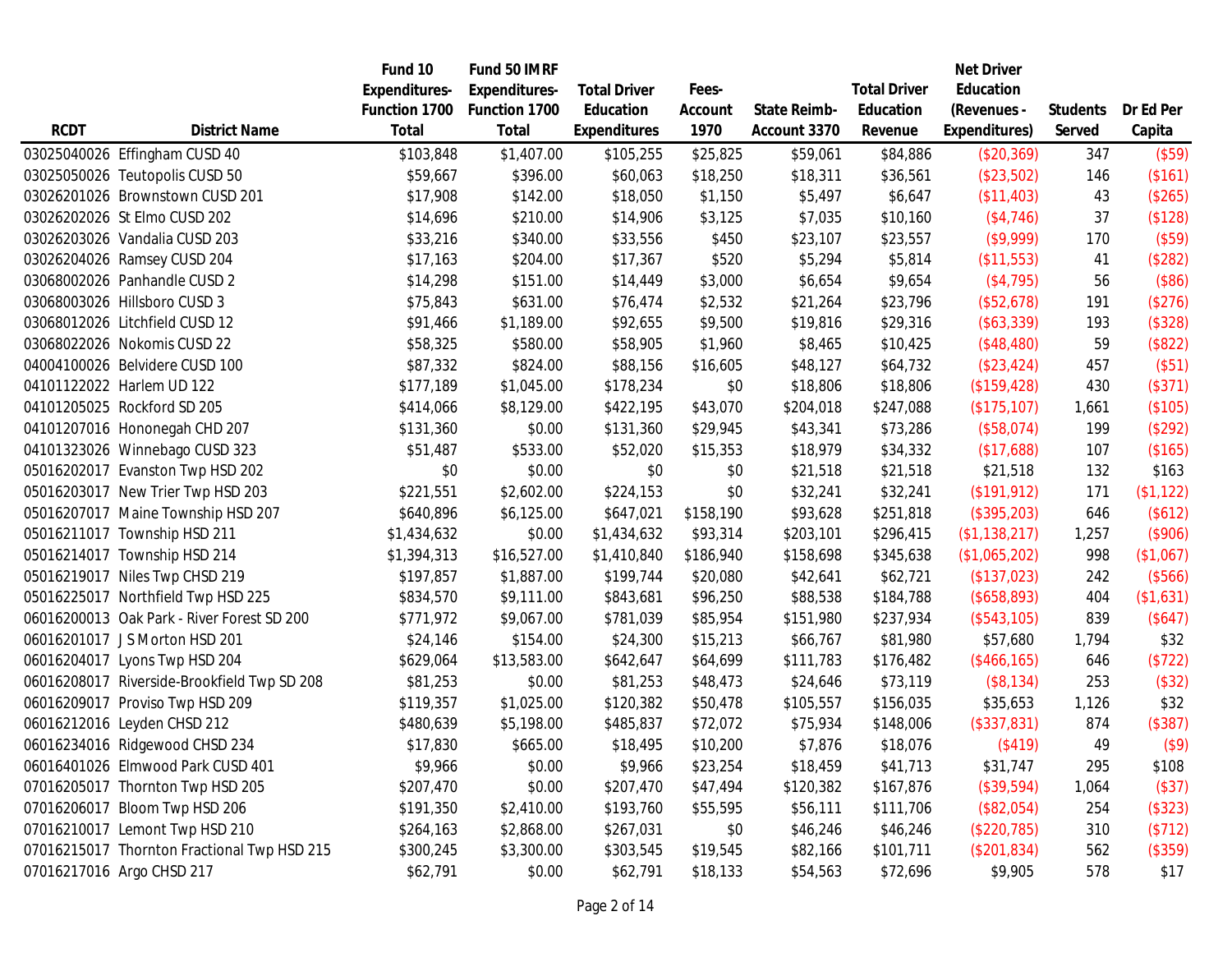| RCDT | District Name | Fund 10 Expenditures-Function 1700 Total | Fund 50 IMRF Expenditures-Function 1700 Total | Total Driver Education Expenditures | Fees-Account 1970 | State Reimb-Account 3370 | Total Driver Education Revenue | Net Driver Education (Revenues - Expenditures) | Students Served | Dr Ed Per Capita |
|---|---|---|---|---|---|---|---|---|---|---|
| 03025040026 | Effingham CUSD 40 | $103,848 | $1,407.00 | $105,255 | $25,825 | $59,061 | $84,886 | ($20,369) | 347 | ($59) |
| 03025050026 | Teutopolis CUSD 50 | $59,667 | $396.00 | $60,063 | $18,250 | $18,311 | $36,561 | ($23,502) | 146 | ($161) |
| 03026201026 | Brownstown CUSD 201 | $17,908 | $142.00 | $18,050 | $1,150 | $5,497 | $6,647 | ($11,403) | 43 | ($265) |
| 03026202026 | St Elmo CUSD 202 | $14,696 | $210.00 | $14,906 | $3,125 | $7,035 | $10,160 | ($4,746) | 37 | ($128) |
| 03026203026 | Vandalia CUSD 203 | $33,216 | $340.00 | $33,556 | $450 | $23,107 | $23,557 | ($9,999) | 170 | ($59) |
| 03026204026 | Ramsey CUSD 204 | $17,163 | $204.00 | $17,367 | $520 | $5,294 | $5,814 | ($11,553) | 41 | ($282) |
| 03068002026 | Panhandle CUSD 2 | $14,298 | $151.00 | $14,449 | $3,000 | $6,654 | $9,654 | ($4,795) | 56 | ($86) |
| 03068003026 | Hillsboro CUSD 3 | $75,843 | $631.00 | $76,474 | $2,532 | $21,264 | $23,796 | ($52,678) | 191 | ($276) |
| 03068012026 | Litchfield CUSD 12 | $91,466 | $1,189.00 | $92,655 | $9,500 | $19,816 | $29,316 | ($63,339) | 193 | ($328) |
| 03068022026 | Nokomis CUSD 22 | $58,325 | $580.00 | $58,905 | $1,960 | $8,465 | $10,425 | ($48,480) | 59 | ($822) |
| 04004100026 | Belvidere CUSD 100 | $87,332 | $824.00 | $88,156 | $16,605 | $48,127 | $64,732 | ($23,424) | 457 | ($51) |
| 04101122022 | Harlem UD 122 | $177,189 | $1,045.00 | $178,234 | $0 | $18,806 | $18,806 | ($159,428) | 430 | ($371) |
| 04101205025 | Rockford SD 205 | $414,066 | $8,129.00 | $422,195 | $43,070 | $204,018 | $247,088 | ($175,107) | 1,661 | ($105) |
| 04101207016 | Hononegah CHD 207 | $131,360 | $0.00 | $131,360 | $29,945 | $43,341 | $73,286 | ($58,074) | 199 | ($292) |
| 04101323026 | Winnebago CUSD 323 | $51,487 | $533.00 | $52,020 | $15,353 | $18,979 | $34,332 | ($17,688) | 107 | ($165) |
| 05016202017 | Evanston Twp HSD 202 | $0 | $0.00 | $0 | $0 | $21,518 | $21,518 | $21,518 | 132 | $163 |
| 05016203017 | New Trier Twp HSD 203 | $221,551 | $2,602.00 | $224,153 | $0 | $32,241 | $32,241 | ($191,912) | 171 | ($1,122) |
| 05016207017 | Maine Township HSD 207 | $640,896 | $6,125.00 | $647,021 | $158,190 | $93,628 | $251,818 | ($395,203) | 646 | ($612) |
| 05016211017 | Township HSD 211 | $1,434,632 | $0.00 | $1,434,632 | $93,314 | $203,101 | $296,415 | ($1,138,217) | 1,257 | ($906) |
| 05016214017 | Township HSD 214 | $1,394,313 | $16,527.00 | $1,410,840 | $186,940 | $158,698 | $345,638 | ($1,065,202) | 998 | ($1,067) |
| 05016219017 | Niles Twp CHSD 219 | $197,857 | $1,887.00 | $199,744 | $20,080 | $42,641 | $62,721 | ($137,023) | 242 | ($566) |
| 05016225017 | Northfield Twp HSD 225 | $834,570 | $9,111.00 | $843,681 | $96,250 | $88,538 | $184,788 | ($658,893) | 404 | ($1,631) |
| 06016200013 | Oak Park - River Forest SD 200 | $771,972 | $9,067.00 | $781,039 | $85,954 | $151,980 | $237,934 | ($543,105) | 839 | ($647) |
| 06016201017 | J S Morton HSD 201 | $24,146 | $154.00 | $24,300 | $15,213 | $66,767 | $81,980 | $57,680 | 1,794 | $32 |
| 06016204017 | Lyons Twp HSD 204 | $629,064 | $13,583.00 | $642,647 | $64,699 | $111,783 | $176,482 | ($466,165) | 646 | ($722) |
| 06016208017 | Riverside-Brookfield Twp SD 208 | $81,253 | $0.00 | $81,253 | $48,473 | $24,646 | $73,119 | ($8,134) | 253 | ($32) |
| 06016209017 | Proviso Twp HSD 209 | $119,357 | $1,025.00 | $120,382 | $50,478 | $105,557 | $156,035 | $35,653 | 1,126 | $32 |
| 06016212016 | Leyden CHSD 212 | $480,639 | $5,198.00 | $485,837 | $72,072 | $75,934 | $148,006 | ($337,831) | 874 | ($387) |
| 06016234016 | Ridgewood CHSD 234 | $17,830 | $665.00 | $18,495 | $10,200 | $7,876 | $18,076 | ($419) | 49 | ($9) |
| 06016401026 | Elmwood Park CUSD 401 | $9,966 | $0.00 | $9,966 | $23,254 | $18,459 | $41,713 | $31,747 | 295 | $108 |
| 07016205017 | Thornton Twp HSD 205 | $207,470 | $0.00 | $207,470 | $47,494 | $120,382 | $167,876 | ($39,594) | 1,064 | ($37) |
| 07016206017 | Bloom Twp HSD 206 | $191,350 | $2,410.00 | $193,760 | $55,595 | $56,111 | $111,706 | ($82,054) | 254 | ($323) |
| 07016210017 | Lemont Twp HSD 210 | $264,163 | $2,868.00 | $267,031 | $0 | $46,246 | $46,246 | ($220,785) | 310 | ($712) |
| 07016215017 | Thornton Fractional Twp HSD 215 | $300,245 | $3,300.00 | $303,545 | $19,545 | $82,166 | $101,711 | ($201,834) | 562 | ($359) |
| 07016217016 | Argo CHSD 217 | $62,791 | $0.00 | $62,791 | $18,133 | $54,563 | $72,696 | $9,905 | 578 | $17 |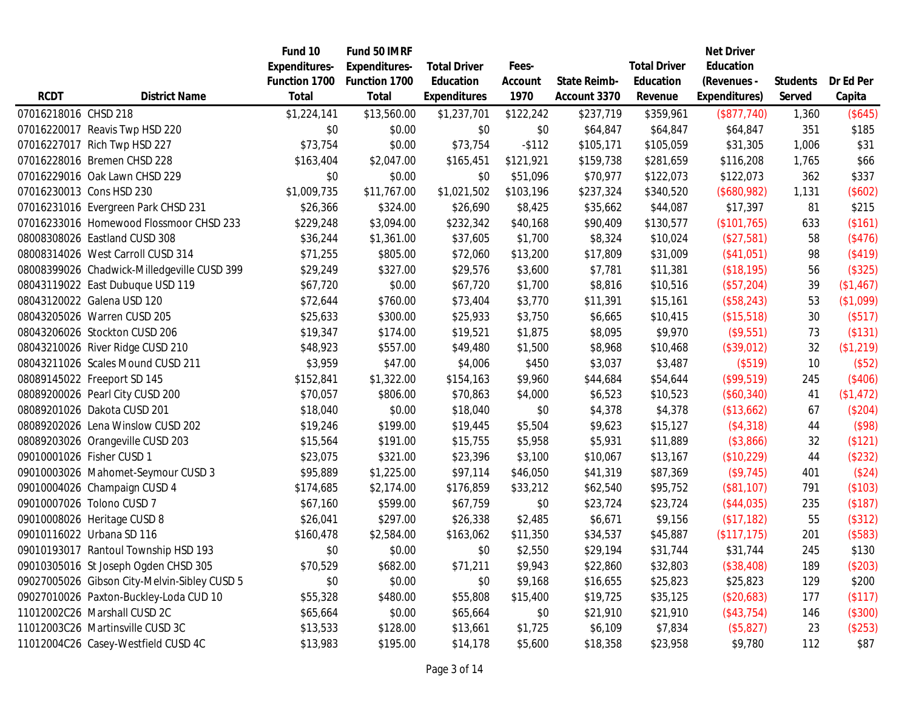| RCDT | District Name | Fund 10 Expenditures- Function 1700 Total | Fund 50 IMRF Expenditures- Function 1700 Total | Total Driver Education Expenditures | Fees- Account 1970 | State Reimb- Account 3370 | Total Driver Education Revenue | Net Driver Education (Revenues - Expenditures) | Students Served | Dr Ed Per Capita |
|---|---|---|---|---|---|---|---|---|---|---|
| 07016218016 | CHSD 218 | $1,224,141 | $13,560.00 | $1,237,701 | $122,242 | $237,719 | $359,961 | ($877,740) | 1,360 | ($645) |
| 07016220017 | Reavis Twp HSD 220 | $0 | $0.00 | $0 | $0 | $64,847 | $64,847 | $64,847 | 351 | $185 |
| 07016227017 | Rich Twp HSD 227 | $73,754 | $0.00 | $73,754 | -$112 | $105,171 | $105,059 | $31,305 | 1,006 | $31 |
| 07016228016 | Bremen CHSD 228 | $163,404 | $2,047.00 | $165,451 | $121,921 | $159,738 | $281,659 | $116,208 | 1,765 | $66 |
| 07016229016 | Oak Lawn CHSD 229 | $0 | $0.00 | $0 | $51,096 | $70,977 | $122,073 | $122,073 | 362 | $337 |
| 07016230013 | Cons HSD 230 | $1,009,735 | $11,767.00 | $1,021,502 | $103,196 | $237,324 | $340,520 | ($680,982) | 1,131 | ($602) |
| 07016231016 | Evergreen Park CHSD 231 | $26,366 | $324.00 | $26,690 | $8,425 | $35,662 | $44,087 | $17,397 | 81 | $215 |
| 07016233016 | Homewood Flossmoor CHSD 233 | $229,248 | $3,094.00 | $232,342 | $40,168 | $90,409 | $130,577 | ($101,765) | 633 | ($161) |
| 08008308026 | Eastland CUSD 308 | $36,244 | $1,361.00 | $37,605 | $1,700 | $8,324 | $10,024 | ($27,581) | 58 | ($476) |
| 08008314026 | West Carroll CUSD 314 | $71,255 | $805.00 | $72,060 | $13,200 | $17,809 | $31,009 | ($41,051) | 98 | ($419) |
| 08008399026 | Chadwick-Milledgeville CUSD 399 | $29,249 | $327.00 | $29,576 | $3,600 | $7,781 | $11,381 | ($18,195) | 56 | ($325) |
| 08043119022 | East Dubuque USD 119 | $67,720 | $0.00 | $67,720 | $1,700 | $8,816 | $10,516 | ($57,204) | 39 | ($1,467) |
| 08043120022 | Galena USD 120 | $72,644 | $760.00 | $73,404 | $3,770 | $11,391 | $15,161 | ($58,243) | 53 | ($1,099) |
| 08043205026 | Warren CUSD 205 | $25,633 | $300.00 | $25,933 | $3,750 | $6,665 | $10,415 | ($15,518) | 30 | ($517) |
| 08043206026 | Stockton CUSD 206 | $19,347 | $174.00 | $19,521 | $1,875 | $8,095 | $9,970 | ($9,551) | 73 | ($131) |
| 08043210026 | River Ridge CUSD 210 | $48,923 | $557.00 | $49,480 | $1,500 | $8,968 | $10,468 | ($39,012) | 32 | ($1,219) |
| 08043211026 | Scales Mound CUSD 211 | $3,959 | $47.00 | $4,006 | $450 | $3,037 | $3,487 | ($519) | 10 | ($52) |
| 08089145022 | Freeport SD 145 | $152,841 | $1,322.00 | $154,163 | $9,960 | $44,684 | $54,644 | ($99,519) | 245 | ($406) |
| 08089200026 | Pearl City CUSD 200 | $70,057 | $806.00 | $70,863 | $4,000 | $6,523 | $10,523 | ($60,340) | 41 | ($1,472) |
| 08089201026 | Dakota CUSD 201 | $18,040 | $0.00 | $18,040 | $0 | $4,378 | $4,378 | ($13,662) | 67 | ($204) |
| 08089202026 | Lena Winslow CUSD 202 | $19,246 | $199.00 | $19,445 | $5,504 | $9,623 | $15,127 | ($4,318) | 44 | ($98) |
| 08089203026 | Orangeville CUSD 203 | $15,564 | $191.00 | $15,755 | $5,958 | $5,931 | $11,889 | ($3,866) | 32 | ($121) |
| 09010001026 | Fisher CUSD 1 | $23,075 | $321.00 | $23,396 | $3,100 | $10,067 | $13,167 | ($10,229) | 44 | ($232) |
| 09010003026 | Mahomet-Seymour CUSD 3 | $95,889 | $1,225.00 | $97,114 | $46,050 | $41,319 | $87,369 | ($9,745) | 401 | ($24) |
| 09010004026 | Champaign CUSD 4 | $174,685 | $2,174.00 | $176,859 | $33,212 | $62,540 | $95,752 | ($81,107) | 791 | ($103) |
| 09010007026 | Tolono CUSD 7 | $67,160 | $599.00 | $67,759 | $0 | $23,724 | $23,724 | ($44,035) | 235 | ($187) |
| 09010008026 | Heritage CUSD 8 | $26,041 | $297.00 | $26,338 | $2,485 | $6,671 | $9,156 | ($17,182) | 55 | ($312) |
| 09010116022 | Urbana SD 116 | $160,478 | $2,584.00 | $163,062 | $11,350 | $34,537 | $45,887 | ($117,175) | 201 | ($583) |
| 09010193017 | Rantoul Township HSD 193 | $0 | $0.00 | $0 | $2,550 | $29,194 | $31,744 | $31,744 | 245 | $130 |
| 09010305016 | St Joseph Ogden CHSD 305 | $70,529 | $682.00 | $71,211 | $9,943 | $22,860 | $32,803 | ($38,408) | 189 | ($203) |
| 09027005026 | Gibson City-Melvin-Sibley CUSD 5 | $0 | $0.00 | $0 | $9,168 | $16,655 | $25,823 | $25,823 | 129 | $200 |
| 09027010026 | Paxton-Buckley-Loda CUD 10 | $55,328 | $480.00 | $55,808 | $15,400 | $19,725 | $35,125 | ($20,683) | 177 | ($117) |
| 11012002C26 | Marshall CUSD 2C | $65,664 | $0.00 | $65,664 | $0 | $21,910 | $21,910 | ($43,754) | 146 | ($300) |
| 11012003C26 | Martinsville CUSD 3C | $13,533 | $128.00 | $13,661 | $1,725 | $6,109 | $7,834 | ($5,827) | 23 | ($253) |
| 11012004C26 | Casey-Westfield CUSD 4C | $13,983 | $195.00 | $14,178 | $5,600 | $18,358 | $23,958 | $9,780 | 112 | $87 |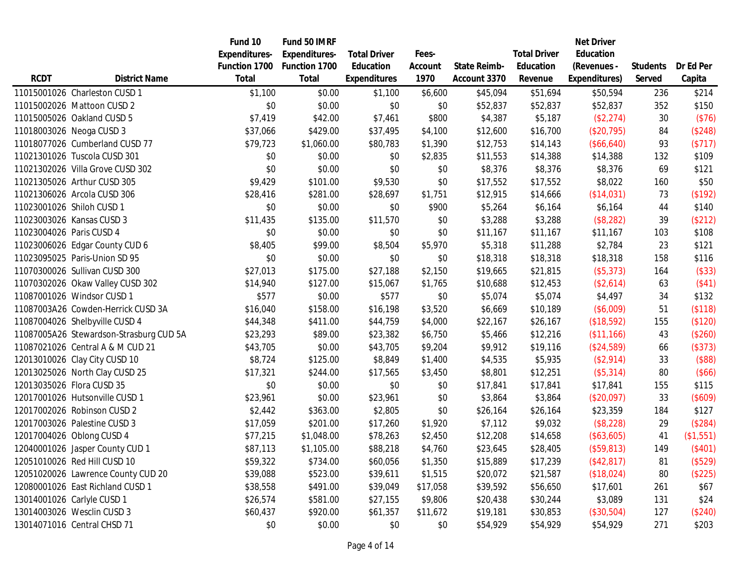| RCDT | District Name | Fund 10 Expenditures- Function 1700 Total | Fund 50 IMRF Expenditures- Function 1700 Total | Total Driver Education Expenditures | Fees- Account 1970 | State Reimb- Account 3370 | Total Driver Education Revenue | Net Driver Education (Revenues - Expenditures) | Students Served | Dr Ed Per Capita |
|---|---|---|---|---|---|---|---|---|---|---|
| 11015001026 | Charleston CUSD 1 | $1,100 | $0.00 | $1,100 | $6,600 | $45,094 | $51,694 | $50,594 | 236 | $214 |
| 11015002026 | Mattoon CUSD 2 | $0 | $0.00 | $0 | $0 | $52,837 | $52,837 | $52,837 | 352 | $150 |
| 11015005026 | Oakland CUSD 5 | $7,419 | $42.00 | $7,461 | $800 | $4,387 | $5,187 | ($2,274) | 30 | ($76) |
| 11018003026 | Neoga CUSD 3 | $37,066 | $429.00 | $37,495 | $4,100 | $12,600 | $16,700 | ($20,795) | 84 | ($248) |
| 11018077026 | Cumberland CUSD 77 | $79,723 | $1,060.00 | $80,783 | $1,390 | $12,753 | $14,143 | ($66,640) | 93 | ($717) |
| 11021301026 | Tuscola CUSD 301 | $0 | $0.00 | $0 | $2,835 | $11,553 | $14,388 | $14,388 | 132 | $109 |
| 11021302026 | Villa Grove CUSD 302 | $0 | $0.00 | $0 | $0 | $8,376 | $8,376 | $8,376 | 69 | $121 |
| 11021305026 | Arthur CUSD 305 | $9,429 | $101.00 | $9,530 | $0 | $17,552 | $17,552 | $8,022 | 160 | $50 |
| 11021306026 | Arcola CUSD 306 | $28,416 | $281.00 | $28,697 | $1,751 | $12,915 | $14,666 | ($14,031) | 73 | ($192) |
| 11023001026 | Shiloh CUSD 1 | $0 | $0.00 | $0 | $900 | $5,264 | $6,164 | $6,164 | 44 | $140 |
| 11023003026 | Kansas CUSD 3 | $11,435 | $135.00 | $11,570 | $0 | $3,288 | $3,288 | ($8,282) | 39 | ($212) |
| 11023004026 | Paris CUSD 4 | $0 | $0.00 | $0 | $0 | $11,167 | $11,167 | $11,167 | 103 | $108 |
| 11023006026 | Edgar County CUD 6 | $8,405 | $99.00 | $8,504 | $5,970 | $5,318 | $11,288 | $2,784 | 23 | $121 |
| 11023095025 | Paris-Union SD 95 | $0 | $0.00 | $0 | $0 | $18,318 | $18,318 | $18,318 | 158 | $116 |
| 11070300026 | Sullivan CUSD 300 | $27,013 | $175.00 | $27,188 | $2,150 | $19,665 | $21,815 | ($5,373) | 164 | ($33) |
| 11070302026 | Okaw Valley CUSD 302 | $14,940 | $127.00 | $15,067 | $1,765 | $10,688 | $12,453 | ($2,614) | 63 | ($41) |
| 11087001026 | Windsor CUSD 1 | $577 | $0.00 | $577 | $0 | $5,074 | $5,074 | $4,497 | 34 | $132 |
| 11087003A26 | Cowden-Herrick CUSD 3A | $16,040 | $158.00 | $16,198 | $3,520 | $6,669 | $10,189 | ($6,009) | 51 | ($118) |
| 11087004026 | Shelbyville CUSD 4 | $44,348 | $411.00 | $44,759 | $4,000 | $22,167 | $26,167 | ($18,592) | 155 | ($120) |
| 11087005A26 | Stewardson-Strasburg CUD 5A | $23,293 | $89.00 | $23,382 | $6,750 | $5,466 | $12,216 | ($11,166) | 43 | ($260) |
| 11087021026 | Central A & M CUD 21 | $43,705 | $0.00 | $43,705 | $9,204 | $9,912 | $19,116 | ($24,589) | 66 | ($373) |
| 12013010026 | Clay City CUSD 10 | $8,724 | $125.00 | $8,849 | $1,400 | $4,535 | $5,935 | ($2,914) | 33 | ($88) |
| 12013025026 | North Clay CUSD 25 | $17,321 | $244.00 | $17,565 | $3,450 | $8,801 | $12,251 | ($5,314) | 80 | ($66) |
| 12013035026 | Flora CUSD 35 | $0 | $0.00 | $0 | $0 | $17,841 | $17,841 | $17,841 | 155 | $115 |
| 12017001026 | Hutsonville CUSD 1 | $23,961 | $0.00 | $23,961 | $0 | $3,864 | $3,864 | ($20,097) | 33 | ($609) |
| 12017002026 | Robinson CUSD 2 | $2,442 | $363.00 | $2,805 | $0 | $26,164 | $26,164 | $23,359 | 184 | $127 |
| 12017003026 | Palestine CUSD 3 | $17,059 | $201.00 | $17,260 | $1,920 | $7,112 | $9,032 | ($8,228) | 29 | ($284) |
| 12017004026 | Oblong CUSD 4 | $77,215 | $1,048.00 | $78,263 | $2,450 | $12,208 | $14,658 | ($63,605) | 41 | ($1,551) |
| 12040001026 | Jasper County CUD 1 | $87,113 | $1,105.00 | $88,218 | $4,760 | $23,645 | $28,405 | ($59,813) | 149 | ($401) |
| 12051010026 | Red Hill CUSD 10 | $59,322 | $734.00 | $60,056 | $1,350 | $15,889 | $17,239 | ($42,817) | 81 | ($529) |
| 12051020026 | Lawrence County CUD 20 | $39,088 | $523.00 | $39,611 | $1,515 | $20,072 | $21,587 | ($18,024) | 80 | ($225) |
| 12080001026 | East Richland CUSD 1 | $38,558 | $491.00 | $39,049 | $17,058 | $39,592 | $56,650 | $17,601 | 261 | $67 |
| 13014001026 | Carlyle CUSD 1 | $26,574 | $581.00 | $27,155 | $9,806 | $20,438 | $30,244 | $3,089 | 131 | $24 |
| 13014003026 | Wesclin CUSD 3 | $60,437 | $920.00 | $61,357 | $11,672 | $19,181 | $30,853 | ($30,504) | 127 | ($240) |
| 13014071016 | Central CHSD 71 | $0 | $0.00 | $0 | $0 | $54,929 | $54,929 | $54,929 | 271 | $203 |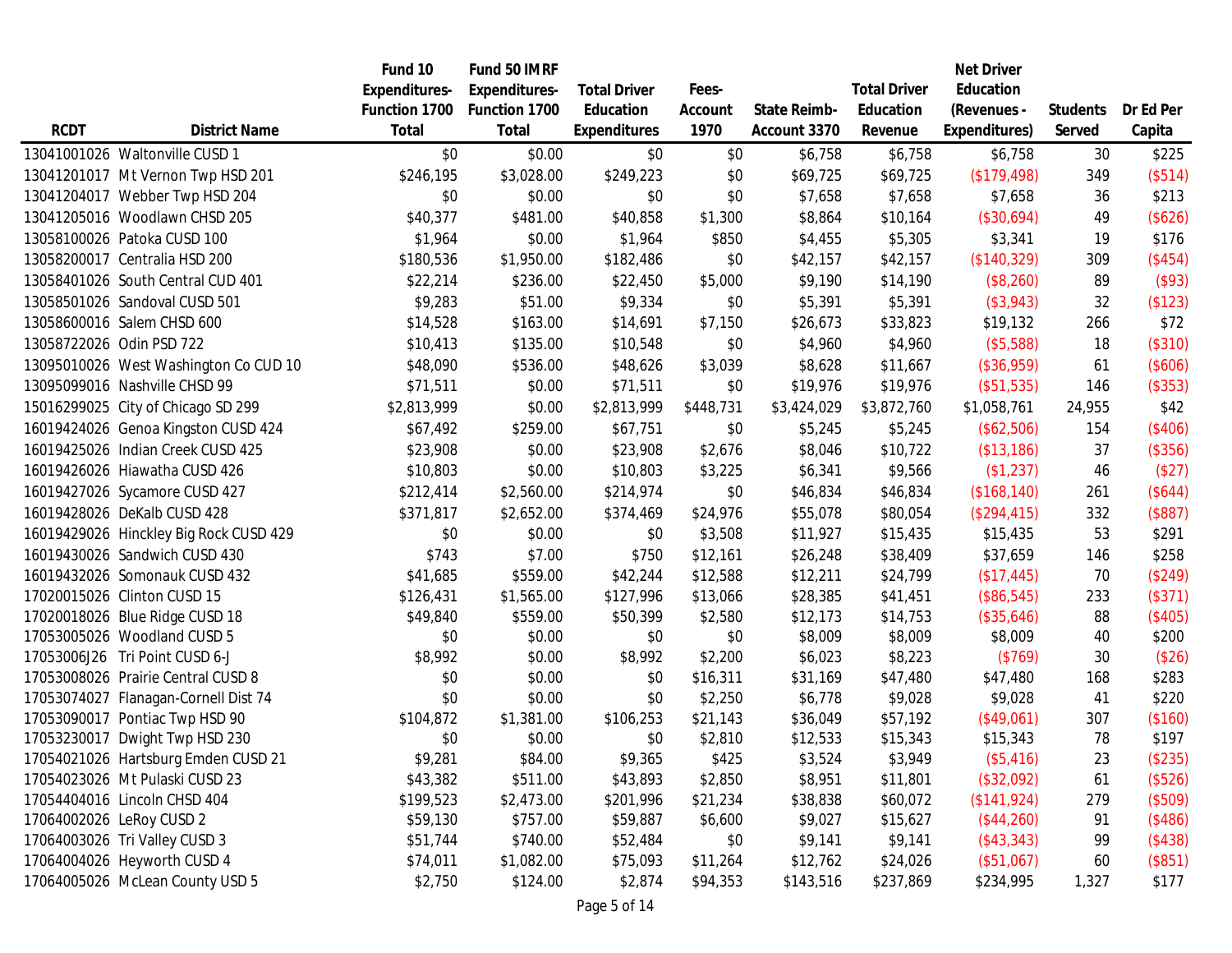| RCDT | District Name | Fund 10 Expenditures-Function 1700 Total | Fund 50 IMRF Expenditures-Function 1700 Total | Total Driver Education Expenditures | Fees-Account 1970 | State Reimb-Account 3370 | Total Driver Education Revenue | Net Driver Education (Revenues - Expenditures) | Students Served | Dr Ed Per Capita |
|---|---|---|---|---|---|---|---|---|---|---|
| 13041001026 | Waltonville CUSD 1 | $0 | $0.00 | $0 | $0 | $6,758 | $6,758 | $6,758 | 30 | $225 |
| 13041201017 | Mt Vernon Twp HSD 201 | $246,195 | $3,028.00 | $249,223 | $0 | $69,725 | $69,725 | ($179,498) | 349 | ($514) |
| 13041204017 | Webber Twp HSD 204 | $0 | $0.00 | $0 | $0 | $7,658 | $7,658 | $7,658 | 36 | $213 |
| 13041205016 | Woodlawn CHSD 205 | $40,377 | $481.00 | $40,858 | $1,300 | $8,864 | $10,164 | ($30,694) | 49 | ($626) |
| 13058100026 | Patoka CUSD 100 | $1,964 | $0.00 | $1,964 | $850 | $4,455 | $5,305 | $3,341 | 19 | $176 |
| 13058200017 | Centralia HSD 200 | $180,536 | $1,950.00 | $182,486 | $0 | $42,157 | $42,157 | ($140,329) | 309 | ($454) |
| 13058401026 | South Central CUD 401 | $22,214 | $236.00 | $22,450 | $5,000 | $9,190 | $14,190 | ($8,260) | 89 | ($93) |
| 13058501026 | Sandoval CUSD 501 | $9,283 | $51.00 | $9,334 | $0 | $5,391 | $5,391 | ($3,943) | 32 | ($123) |
| 13058600016 | Salem CHSD 600 | $14,528 | $163.00 | $14,691 | $7,150 | $26,673 | $33,823 | $19,132 | 266 | $72 |
| 13058722026 | Odin PSD 722 | $10,413 | $135.00 | $10,548 | $0 | $4,960 | $4,960 | ($5,588) | 18 | ($310) |
| 13095010026 | West Washington Co CUD 10 | $48,090 | $536.00 | $48,626 | $3,039 | $8,628 | $11,667 | ($36,959) | 61 | ($606) |
| 13095099016 | Nashville CHSD 99 | $71,511 | $0.00 | $71,511 | $0 | $19,976 | $19,976 | ($51,535) | 146 | ($353) |
| 15016299025 | City of Chicago SD 299 | $2,813,999 | $0.00 | $2,813,999 | $448,731 | $3,424,029 | $3,872,760 | $1,058,761 | 24,955 | $42 |
| 16019424026 | Genoa Kingston CUSD 424 | $67,492 | $259.00 | $67,751 | $0 | $5,245 | $5,245 | ($62,506) | 154 | ($406) |
| 16019425026 | Indian Creek CUSD 425 | $23,908 | $0.00 | $23,908 | $2,676 | $8,046 | $10,722 | ($13,186) | 37 | ($356) |
| 16019426026 | Hiawatha CUSD 426 | $10,803 | $0.00 | $10,803 | $3,225 | $6,341 | $9,566 | ($1,237) | 46 | ($27) |
| 16019427026 | Sycamore CUSD 427 | $212,414 | $2,560.00 | $214,974 | $0 | $46,834 | $46,834 | ($168,140) | 261 | ($644) |
| 16019428026 | DeKalb CUSD 428 | $371,817 | $2,652.00 | $374,469 | $24,976 | $55,078 | $80,054 | ($294,415) | 332 | ($887) |
| 16019429026 | Hinckley Big Rock CUSD 429 | $0 | $0.00 | $0 | $3,508 | $11,927 | $15,435 | $15,435 | 53 | $291 |
| 16019430026 | Sandwich CUSD 430 | $743 | $7.00 | $750 | $12,161 | $26,248 | $38,409 | $37,659 | 146 | $258 |
| 16019432026 | Somonauk CUSD 432 | $41,685 | $559.00 | $42,244 | $12,588 | $12,211 | $24,799 | ($17,445) | 70 | ($249) |
| 17020015026 | Clinton CUSD 15 | $126,431 | $1,565.00 | $127,996 | $13,066 | $28,385 | $41,451 | ($86,545) | 233 | ($371) |
| 17020018026 | Blue Ridge CUSD 18 | $49,840 | $559.00 | $50,399 | $2,580 | $12,173 | $14,753 | ($35,646) | 88 | ($405) |
| 17053005026 | Woodland CUSD 5 | $0 | $0.00 | $0 | $0 | $8,009 | $8,009 | $8,009 | 40 | $200 |
| 17053006J26 | Tri Point CUSD 6-J | $8,992 | $0.00 | $8,992 | $2,200 | $6,023 | $8,223 | ($769) | 30 | ($26) |
| 17053008026 | Prairie Central CUSD 8 | $0 | $0.00 | $0 | $16,311 | $31,169 | $47,480 | $47,480 | 168 | $283 |
| 17053074027 | Flanagan-Cornell Dist 74 | $0 | $0.00 | $0 | $2,250 | $6,778 | $9,028 | $9,028 | 41 | $220 |
| 17053090017 | Pontiac Twp HSD 90 | $104,872 | $1,381.00 | $106,253 | $21,143 | $36,049 | $57,192 | ($49,061) | 307 | ($160) |
| 17053230017 | Dwight Twp HSD 230 | $0 | $0.00 | $0 | $2,810 | $12,533 | $15,343 | $15,343 | 78 | $197 |
| 17054021026 | Hartsburg Emden CUSD 21 | $9,281 | $84.00 | $9,365 | $425 | $3,524 | $3,949 | ($5,416) | 23 | ($235) |
| 17054023026 | Mt Pulaski CUSD 23 | $43,382 | $511.00 | $43,893 | $2,850 | $8,951 | $11,801 | ($32,092) | 61 | ($526) |
| 17054404016 | Lincoln CHSD 404 | $199,523 | $2,473.00 | $201,996 | $21,234 | $38,838 | $60,072 | ($141,924) | 279 | ($509) |
| 17064002026 | LeRoy CUSD 2 | $59,130 | $757.00 | $59,887 | $6,600 | $9,027 | $15,627 | ($44,260) | 91 | ($486) |
| 17064003026 | Tri Valley CUSD 3 | $51,744 | $740.00 | $52,484 | $0 | $9,141 | $9,141 | ($43,343) | 99 | ($438) |
| 17064004026 | Heyworth CUSD 4 | $74,011 | $1,082.00 | $75,093 | $11,264 | $12,762 | $24,026 | ($51,067) | 60 | ($851) |
| 17064005026 | McLean County USD 5 | $2,750 | $124.00 | $2,874 | $94,353 | $143,516 | $237,869 | $234,995 | 1,327 | $177 |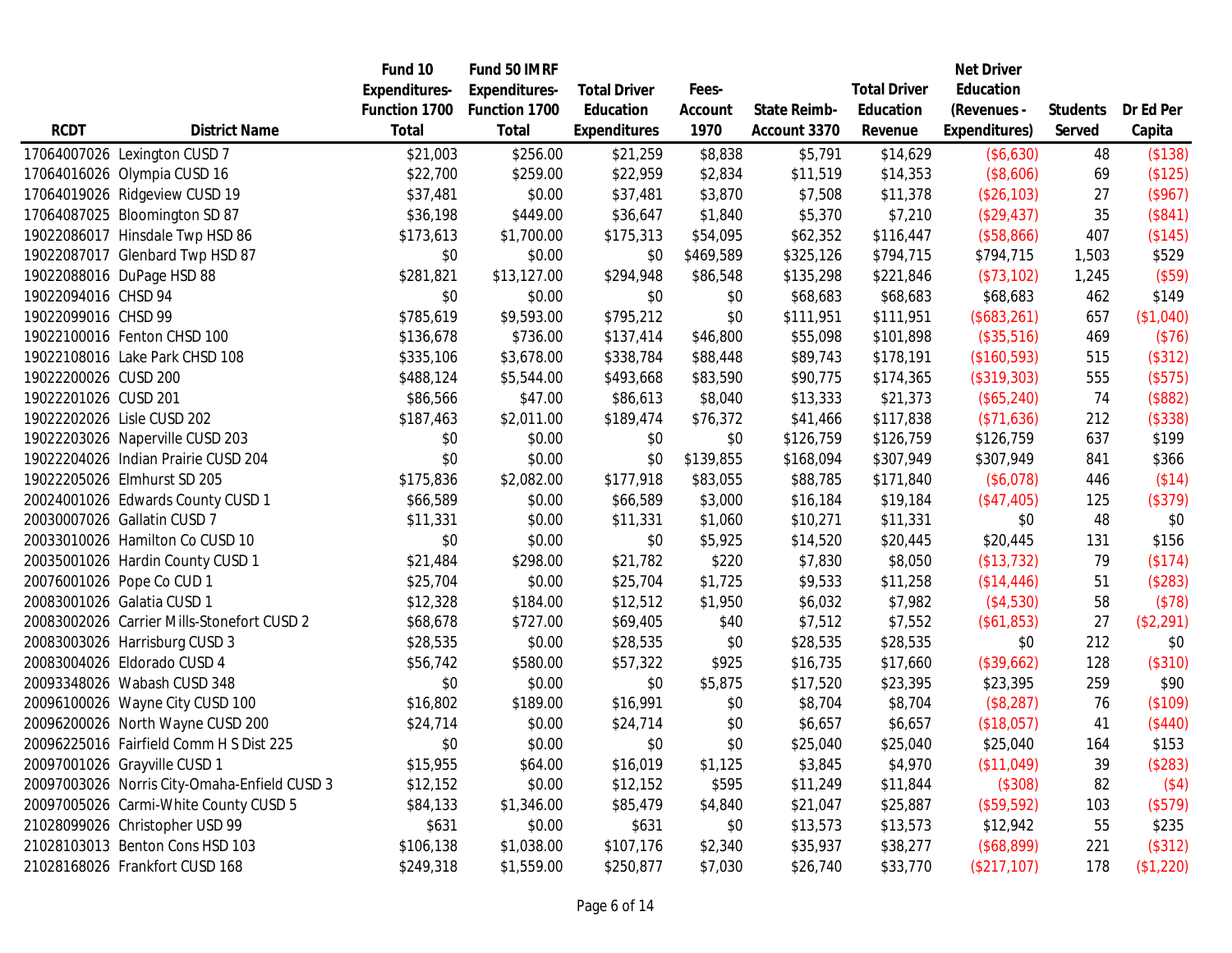| RCDT | District Name | Fund 10 Expenditures-Function 1700 Total | Fund 50 IMRF Expenditures-Function 1700 Total | Total Driver Education Expenditures | Fees-Account 1970 | State Reimb-Account 3370 | Total Driver Education Revenue | Net Driver Education (Revenues - Expenditures) | Students Served | Dr Ed Per Capita |
|---|---|---|---|---|---|---|---|---|---|---|
| 17064007026 | Lexington CUSD 7 | $21,003 | $256.00 | $21,259 | $8,838 | $5,791 | $14,629 | ($6,630) | 48 | ($138) |
| 17064016026 | Olympia CUSD 16 | $22,700 | $259.00 | $22,959 | $2,834 | $11,519 | $14,353 | ($8,606) | 69 | ($125) |
| 17064019026 | Ridgeview CUSD 19 | $37,481 | $0.00 | $37,481 | $3,870 | $7,508 | $11,378 | ($26,103) | 27 | ($967) |
| 17064087025 | Bloomington SD 87 | $36,198 | $449.00 | $36,647 | $1,840 | $5,370 | $7,210 | ($29,437) | 35 | ($841) |
| 19022086017 | Hinsdale Twp HSD 86 | $173,613 | $1,700.00 | $175,313 | $54,095 | $62,352 | $116,447 | ($58,866) | 407 | ($145) |
| 19022087017 | Glenbard Twp HSD 87 | $0 | $0.00 | $0 | $469,589 | $325,126 | $794,715 | $794,715 | 1,503 | $529 |
| 19022088016 | DuPage HSD 88 | $281,821 | $13,127.00 | $294,948 | $86,548 | $135,298 | $221,846 | ($73,102) | 1,245 | ($59) |
| 19022094016 | CHSD 94 | $0 | $0.00 | $0 | $0 | $68,683 | $68,683 | $68,683 | 462 | $149 |
| 19022099016 | CHSD 99 | $785,619 | $9,593.00 | $795,212 | $0 | $111,951 | $111,951 | ($683,261) | 657 | ($1,040) |
| 19022100016 | Fenton CHSD 100 | $136,678 | $736.00 | $137,414 | $46,800 | $55,098 | $101,898 | ($35,516) | 469 | ($76) |
| 19022108016 | Lake Park CHSD 108 | $335,106 | $3,678.00 | $338,784 | $88,448 | $89,743 | $178,191 | ($160,593) | 515 | ($312) |
| 19022200026 | CUSD 200 | $488,124 | $5,544.00 | $493,668 | $83,590 | $90,775 | $174,365 | ($319,303) | 555 | ($575) |
| 19022201026 | CUSD 201 | $86,566 | $47.00 | $86,613 | $8,040 | $13,333 | $21,373 | ($65,240) | 74 | ($882) |
| 19022202026 | Lisle CUSD 202 | $187,463 | $2,011.00 | $189,474 | $76,372 | $41,466 | $117,838 | ($71,636) | 212 | ($338) |
| 19022203026 | Naperville CUSD 203 | $0 | $0.00 | $0 | $0 | $126,759 | $126,759 | $126,759 | 637 | $199 |
| 19022204026 | Indian Prairie CUSD 204 | $0 | $0.00 | $0 | $139,855 | $168,094 | $307,949 | $307,949 | 841 | $366 |
| 19022205026 | Elmhurst SD 205 | $175,836 | $2,082.00 | $177,918 | $83,055 | $88,785 | $171,840 | ($6,078) | 446 | ($14) |
| 20024001026 | Edwards County CUSD 1 | $66,589 | $0.00 | $66,589 | $3,000 | $16,184 | $19,184 | ($47,405) | 125 | ($379) |
| 20030007026 | Gallatin CUSD 7 | $11,331 | $0.00 | $11,331 | $1,060 | $10,271 | $11,331 | $0 | 48 | $0 |
| 20033010026 | Hamilton Co CUSD 10 | $0 | $0.00 | $0 | $5,925 | $14,520 | $20,445 | $20,445 | 131 | $156 |
| 20035001026 | Hardin County CUSD 1 | $21,484 | $298.00 | $21,782 | $220 | $7,830 | $8,050 | ($13,732) | 79 | ($174) |
| 20076001026 | Pope Co CUD 1 | $25,704 | $0.00 | $25,704 | $1,725 | $9,533 | $11,258 | ($14,446) | 51 | ($283) |
| 20083001026 | Galatia CUSD 1 | $12,328 | $184.00 | $12,512 | $1,950 | $6,032 | $7,982 | ($4,530) | 58 | ($78) |
| 20083002026 | Carrier Mills-Stonefort CUSD 2 | $68,678 | $727.00 | $69,405 | $40 | $7,512 | $7,552 | ($61,853) | 27 | ($2,291) |
| 20083003026 | Harrisburg CUSD 3 | $28,535 | $0.00 | $28,535 | $0 | $28,535 | $28,535 | $0 | 212 | $0 |
| 20083004026 | Eldorado CUSD 4 | $56,742 | $580.00 | $57,322 | $925 | $16,735 | $17,660 | ($39,662) | 128 | ($310) |
| 20093348026 | Wabash CUSD 348 | $0 | $0.00 | $0 | $5,875 | $17,520 | $23,395 | $23,395 | 259 | $90 |
| 20096100026 | Wayne City CUSD 100 | $16,802 | $189.00 | $16,991 | $0 | $8,704 | $8,704 | ($8,287) | 76 | ($109) |
| 20096200026 | North Wayne CUSD 200 | $24,714 | $0.00 | $24,714 | $0 | $6,657 | $6,657 | ($18,057) | 41 | ($440) |
| 20096225016 | Fairfield Comm H S Dist 225 | $0 | $0.00 | $0 | $0 | $25,040 | $25,040 | $25,040 | 164 | $153 |
| 20097001026 | Grayville CUSD 1 | $15,955 | $64.00 | $16,019 | $1,125 | $3,845 | $4,970 | ($11,049) | 39 | ($283) |
| 20097003026 | Norris City-Omaha-Enfield CUSD 3 | $12,152 | $0.00 | $12,152 | $595 | $11,249 | $11,844 | ($308) | 82 | ($4) |
| 20097005026 | Carmi-White County CUSD 5 | $84,133 | $1,346.00 | $85,479 | $4,840 | $21,047 | $25,887 | ($59,592) | 103 | ($579) |
| 21028099026 | Christopher USD 99 | $631 | $0.00 | $631 | $0 | $13,573 | $13,573 | $12,942 | 55 | $235 |
| 21028103013 | Benton Cons HSD 103 | $106,138 | $1,038.00 | $107,176 | $2,340 | $35,937 | $38,277 | ($68,899) | 221 | ($312) |
| 21028168026 | Frankfort CUSD 168 | $249,318 | $1,559.00 | $250,877 | $7,030 | $26,740 | $33,770 | ($217,107) | 178 | ($1,220) |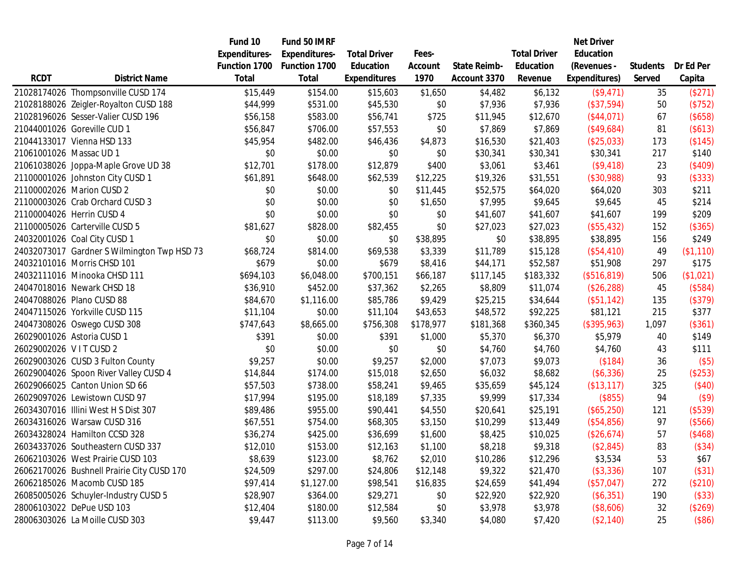| RCDT | District Name | Fund 10 Expenditures-Function 1700 Total | Fund 50 IMRF Expenditures-Function 1700 Total | Total Driver Education Expenditures | Fees-Account 1970 | State Reimb-Account 3370 | Total Driver Education Revenue | Net Driver Education (Revenues - Expenditures) | Students Served | Dr Ed Per Capita |
|---|---|---|---|---|---|---|---|---|---|---|
| 21028174026 | Thompsonville CUSD 174 | $15,449 | $154.00 | $15,603 | $1,650 | $4,482 | $6,132 | ($9,471) | 35 | ($271) |
| 21028188026 | Zeigler-Royalton CUSD 188 | $44,999 | $531.00 | $45,530 | $0 | $7,936 | $7,936 | ($37,594) | 50 | ($752) |
| 21028196026 | Sesser-Valier CUSD 196 | $56,158 | $583.00 | $56,741 | $725 | $11,945 | $12,670 | ($44,071) | 67 | ($658) |
| 21044001026 | Goreville CUD 1 | $56,847 | $706.00 | $57,553 | $0 | $7,869 | $7,869 | ($49,684) | 81 | ($613) |
| 21044133017 | Vienna HSD 133 | $45,954 | $482.00 | $46,436 | $4,873 | $16,530 | $21,403 | ($25,033) | 173 | ($145) |
| 21061001026 | Massac UD 1 | $0 | $0.00 | $0 | $0 | $30,341 | $30,341 | $30,341 | 217 | $140 |
| 21061038026 | Joppa-Maple Grove UD 38 | $12,701 | $178.00 | $12,879 | $400 | $3,061 | $3,461 | ($9,418) | 23 | ($409) |
| 21100001026 | Johnston City CUSD 1 | $61,891 | $648.00 | $62,539 | $12,225 | $19,326 | $31,551 | ($30,988) | 93 | ($333) |
| 21100002026 | Marion CUSD 2 | $0 | $0.00 | $0 | $11,445 | $52,575 | $64,020 | $64,020 | 303 | $211 |
| 21100003026 | Crab Orchard CUSD 3 | $0 | $0.00 | $0 | $1,650 | $7,995 | $9,645 | $9,645 | 45 | $214 |
| 21100004026 | Herrin CUSD 4 | $0 | $0.00 | $0 | $0 | $41,607 | $41,607 | $41,607 | 199 | $209 |
| 21100005026 | Carterville CUSD 5 | $81,627 | $828.00 | $82,455 | $0 | $27,023 | $27,023 | ($55,432) | 152 | ($365) |
| 24032001026 | Coal City CUSD 1 | $0 | $0.00 | $0 | $38,895 | $0 | $38,895 | $38,895 | 156 | $249 |
| 24032073017 | Gardner S Wilmington Twp HSD 73 | $68,724 | $814.00 | $69,538 | $3,339 | $11,789 | $15,128 | ($54,410) | 49 | ($1,110) |
| 24032101016 | Morris CHSD 101 | $679 | $0.00 | $679 | $8,416 | $44,171 | $52,587 | $51,908 | 297 | $175 |
| 24032111016 | Minooka CHSD 111 | $694,103 | $6,048.00 | $700,151 | $66,187 | $117,145 | $183,332 | ($516,819) | 506 | ($1,021) |
| 24047018016 | Newark CHSD 18 | $36,910 | $452.00 | $37,362 | $2,265 | $8,809 | $11,074 | ($26,288) | 45 | ($584) |
| 24047088026 | Plano CUSD 88 | $84,670 | $1,116.00 | $85,786 | $9,429 | $25,215 | $34,644 | ($51,142) | 135 | ($379) |
| 24047115026 | Yorkville CUSD 115 | $11,104 | $0.00 | $11,104 | $43,653 | $48,572 | $92,225 | $81,121 | 215 | $377 |
| 24047308026 | Oswego CUSD 308 | $747,643 | $8,665.00 | $756,308 | $178,977 | $181,368 | $360,345 | ($395,963) | 1,097 | ($361) |
| 26029001026 | Astoria CUSD 1 | $391 | $0.00 | $391 | $1,000 | $5,370 | $6,370 | $5,979 | 40 | $149 |
| 26029002026 | V I T CUSD 2 | $0 | $0.00 | $0 | $0 | $4,760 | $4,760 | $4,760 | 43 | $111 |
| 26029003026 | CUSD 3 Fulton County | $9,257 | $0.00 | $9,257 | $2,000 | $7,073 | $9,073 | ($184) | 36 | ($5) |
| 26029004026 | Spoon River Valley CUSD 4 | $14,844 | $174.00 | $15,018 | $2,650 | $6,032 | $8,682 | ($6,336) | 25 | ($253) |
| 26029066025 | Canton Union SD 66 | $57,503 | $738.00 | $58,241 | $9,465 | $35,659 | $45,124 | ($13,117) | 325 | ($40) |
| 26029097026 | Lewistown CUSD 97 | $17,994 | $195.00 | $18,189 | $7,335 | $9,999 | $17,334 | ($855) | 94 | ($9) |
| 26034307016 | Illini West H S Dist 307 | $89,486 | $955.00 | $90,441 | $4,550 | $20,641 | $25,191 | ($65,250) | 121 | ($539) |
| 26034316026 | Warsaw CUSD 316 | $67,551 | $754.00 | $68,305 | $3,150 | $10,299 | $13,449 | ($54,856) | 97 | ($566) |
| 26034328024 | Hamilton CCSD 328 | $36,274 | $425.00 | $36,699 | $1,600 | $8,425 | $10,025 | ($26,674) | 57 | ($468) |
| 26034337026 | Southeastern CUSD 337 | $12,010 | $153.00 | $12,163 | $1,100 | $8,218 | $9,318 | ($2,845) | 83 | ($34) |
| 26062103026 | West Prairie CUSD 103 | $8,639 | $123.00 | $8,762 | $2,010 | $10,286 | $12,296 | $3,534 | 53 | $67 |
| 26062170026 | Bushnell Prairie City CUSD 170 | $24,509 | $297.00 | $24,806 | $12,148 | $9,322 | $21,470 | ($3,336) | 107 | ($31) |
| 26062185026 | Macomb CUSD 185 | $97,414 | $1,127.00 | $98,541 | $16,835 | $24,659 | $41,494 | ($57,047) | 272 | ($210) |
| 26085005026 | Schuyler-Industry CUSD 5 | $28,907 | $364.00 | $29,271 | $0 | $22,920 | $22,920 | ($6,351) | 190 | ($33) |
| 28006103022 | DePue USD 103 | $12,404 | $180.00 | $12,584 | $0 | $3,978 | $3,978 | ($8,606) | 32 | ($269) |
| 28006303026 | La Moille CUSD 303 | $9,447 | $113.00 | $9,560 | $3,340 | $4,080 | $7,420 | ($2,140) | 25 | ($86) |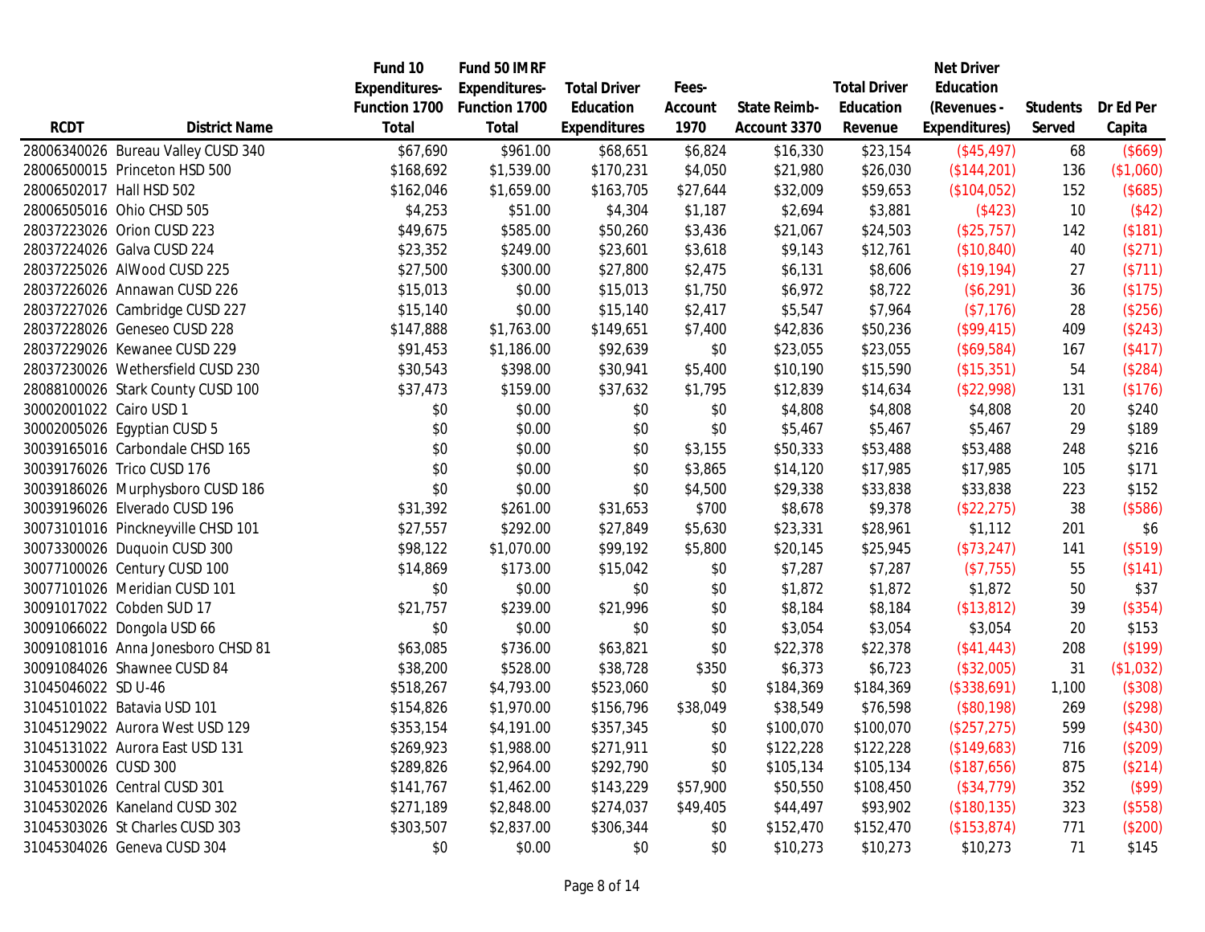| RCDT | District Name | Fund 10 Expenditures- Function 1700 Total | Fund 50 IMRF Expenditures- Function 1700 Total | Total Driver Education Expenditures | Fees- Account 1970 | State Reimb- Account 3370 | Total Driver Education Revenue | Net Driver Education (Revenues - Expenditures) | Students Served | Dr Ed Per Capita |
|---|---|---|---|---|---|---|---|---|---|---|
| 28006340026 | Bureau Valley CUSD 340 | $67,690 | $961.00 | $68,651 | $6,824 | $16,330 | $23,154 | ($45,497) | 68 | ($669) |
| 28006500015 | Princeton HSD 500 | $168,692 | $1,539.00 | $170,231 | $4,050 | $21,980 | $26,030 | ($144,201) | 136 | ($1,060) |
| 28006502017 | Hall HSD 502 | $162,046 | $1,659.00 | $163,705 | $27,644 | $32,009 | $59,653 | ($104,052) | 152 | ($685) |
| 28006505016 | Ohio CHSD 505 | $4,253 | $51.00 | $4,304 | $1,187 | $2,694 | $3,881 | ($423) | 10 | ($42) |
| 28037223026 | Orion CUSD 223 | $49,675 | $585.00 | $50,260 | $3,436 | $21,067 | $24,503 | ($25,757) | 142 | ($181) |
| 28037224026 | Galva CUSD 224 | $23,352 | $249.00 | $23,601 | $3,618 | $9,143 | $12,761 | ($10,840) | 40 | ($271) |
| 28037225026 | AlWood CUSD 225 | $27,500 | $300.00 | $27,800 | $2,475 | $6,131 | $8,606 | ($19,194) | 27 | ($711) |
| 28037226026 | Annawan CUSD 226 | $15,013 | $0.00 | $15,013 | $1,750 | $6,972 | $8,722 | ($6,291) | 36 | ($175) |
| 28037227026 | Cambridge CUSD 227 | $15,140 | $0.00 | $15,140 | $2,417 | $5,547 | $7,964 | ($7,176) | 28 | ($256) |
| 28037228026 | Geneseo CUSD 228 | $147,888 | $1,763.00 | $149,651 | $7,400 | $42,836 | $50,236 | ($99,415) | 409 | ($243) |
| 28037229026 | Kewanee CUSD 229 | $91,453 | $1,186.00 | $92,639 | $0 | $23,055 | $23,055 | ($69,584) | 167 | ($417) |
| 28037230026 | Wethersfield CUSD 230 | $30,543 | $398.00 | $30,941 | $5,400 | $10,190 | $15,590 | ($15,351) | 54 | ($284) |
| 28088100026 | Stark County CUSD 100 | $37,473 | $159.00 | $37,632 | $1,795 | $12,839 | $14,634 | ($22,998) | 131 | ($176) |
| 30002001022 | Cairo USD 1 | $0 | $0.00 | $0 | $0 | $4,808 | $4,808 | $4,808 | 20 | $240 |
| 30002005026 | Egyptian CUSD 5 | $0 | $0.00 | $0 | $0 | $5,467 | $5,467 | $5,467 | 29 | $189 |
| 30039165016 | Carbondale CHSD 165 | $0 | $0.00 | $0 | $3,155 | $50,333 | $53,488 | $53,488 | 248 | $216 |
| 30039176026 | Trico CUSD 176 | $0 | $0.00 | $0 | $3,865 | $14,120 | $17,985 | $17,985 | 105 | $171 |
| 30039186026 | Murphysboro CUSD 186 | $0 | $0.00 | $0 | $4,500 | $29,338 | $33,838 | $33,838 | 223 | $152 |
| 30039196026 | Elverado CUSD 196 | $31,392 | $261.00 | $31,653 | $700 | $8,678 | $9,378 | ($22,275) | 38 | ($586) |
| 30073101016 | Pinckneyville CHSD 101 | $27,557 | $292.00 | $27,849 | $5,630 | $23,331 | $28,961 | $1,112 | 201 | $6 |
| 30073300026 | Duquoin CUSD 300 | $98,122 | $1,070.00 | $99,192 | $5,800 | $20,145 | $25,945 | ($73,247) | 141 | ($519) |
| 30077100026 | Century CUSD 100 | $14,869 | $173.00 | $15,042 | $0 | $7,287 | $7,287 | ($7,755) | 55 | ($141) |
| 30077101026 | Meridian CUSD 101 | $0 | $0.00 | $0 | $0 | $1,872 | $1,872 | $1,872 | 50 | $37 |
| 30091017022 | Cobden SUD 17 | $21,757 | $239.00 | $21,996 | $0 | $8,184 | $8,184 | ($13,812) | 39 | ($354) |
| 30091066022 | Dongola USD 66 | $0 | $0.00 | $0 | $0 | $3,054 | $3,054 | $3,054 | 20 | $153 |
| 30091081016 | Anna Jonesboro CHSD 81 | $63,085 | $736.00 | $63,821 | $0 | $22,378 | $22,378 | ($41,443) | 208 | ($199) |
| 30091084026 | Shawnee CUSD 84 | $38,200 | $528.00 | $38,728 | $350 | $6,373 | $6,723 | ($32,005) | 31 | ($1,032) |
| 31045046022 | SD U-46 | $518,267 | $4,793.00 | $523,060 | $0 | $184,369 | $184,369 | ($338,691) | 1,100 | ($308) |
| 31045101022 | Batavia USD 101 | $154,826 | $1,970.00 | $156,796 | $38,049 | $38,549 | $76,598 | ($80,198) | 269 | ($298) |
| 31045129022 | Aurora West USD 129 | $353,154 | $4,191.00 | $357,345 | $0 | $100,070 | $100,070 | ($257,275) | 599 | ($430) |
| 31045131022 | Aurora East USD 131 | $269,923 | $1,988.00 | $271,911 | $0 | $122,228 | $122,228 | ($149,683) | 716 | ($209) |
| 31045300026 | CUSD 300 | $289,826 | $2,964.00 | $292,790 | $0 | $105,134 | $105,134 | ($187,656) | 875 | ($214) |
| 31045301026 | Central CUSD 301 | $141,767 | $1,462.00 | $143,229 | $57,900 | $50,550 | $108,450 | ($34,779) | 352 | ($99) |
| 31045302026 | Kaneland CUSD 302 | $271,189 | $2,848.00 | $274,037 | $49,405 | $44,497 | $93,902 | ($180,135) | 323 | ($558) |
| 31045303026 | St Charles CUSD 303 | $303,507 | $2,837.00 | $306,344 | $0 | $152,470 | $152,470 | ($153,874) | 771 | ($200) |
| 31045304026 | Geneva CUSD 304 | $0 | $0.00 | $0 | $0 | $10,273 | $10,273 | $10,273 | 71 | $145 |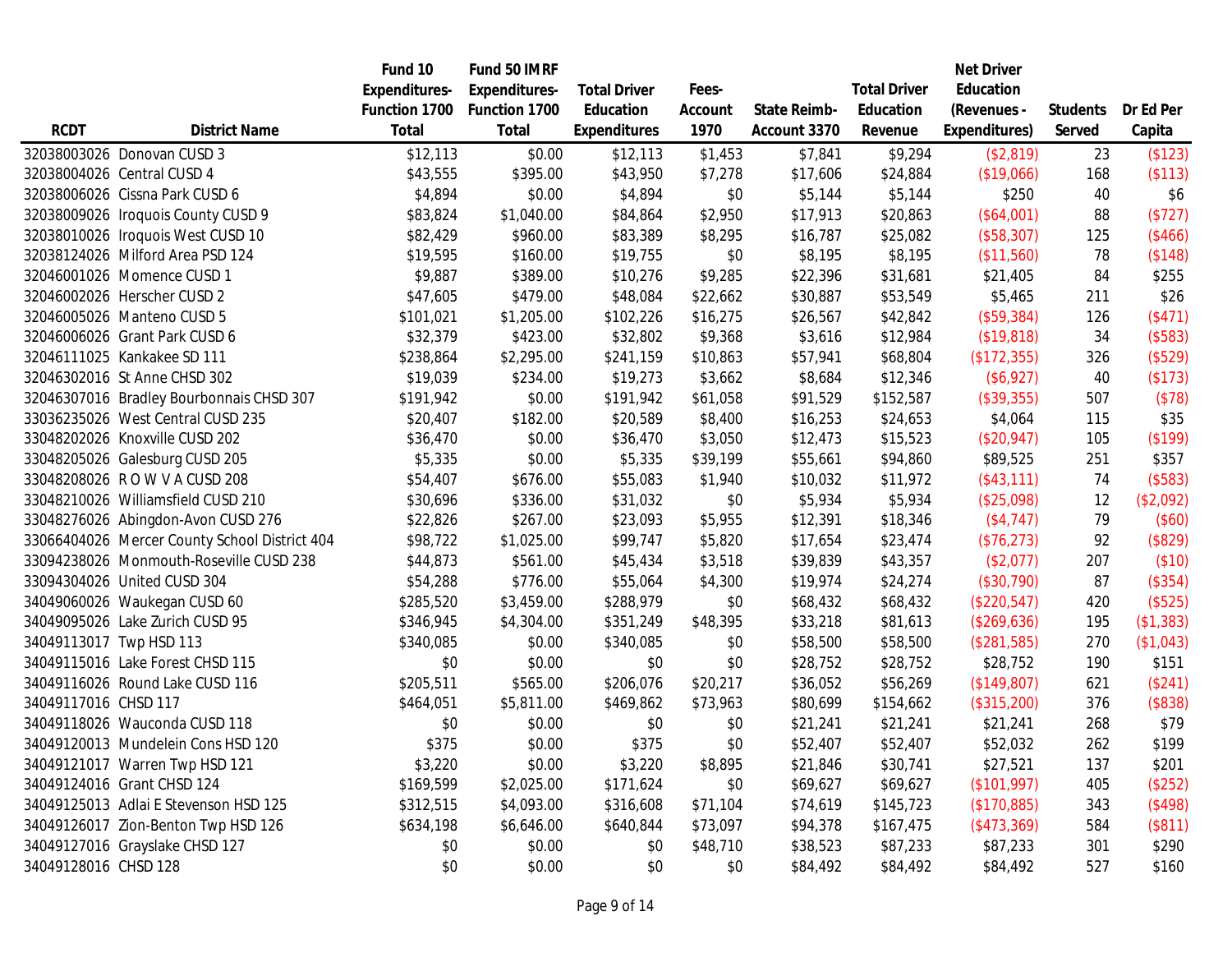| RCDT | District Name | Fund 10 Expenditures- Function 1700 Total | Fund 50 IMRF Expenditures- Function 1700 Total | Total Driver Education Expenditures | Fees- Account 1970 | State Reimb- Account 3370 | Total Driver Education Revenue | Net Driver Education (Revenues - Expenditures) | Students Served | Dr Ed Per Capita |
|---|---|---|---|---|---|---|---|---|---|---|
| 32038003026 | Donovan CUSD 3 | $12,113 | $0.00 | $12,113 | $1,453 | $7,841 | $9,294 | ($2,819) | 23 | ($123) |
| 32038004026 | Central CUSD 4 | $43,555 | $395.00 | $43,950 | $7,278 | $17,606 | $24,884 | ($19,066) | 168 | ($113) |
| 32038006026 | Cissna Park CUSD 6 | $4,894 | $0.00 | $4,894 | $0 | $5,144 | $5,144 | $250 | 40 | $6 |
| 32038009026 | Iroquois County CUSD 9 | $83,824 | $1,040.00 | $84,864 | $2,950 | $17,913 | $20,863 | ($64,001) | 88 | ($727) |
| 32038010026 | Iroquois West CUSD 10 | $82,429 | $960.00 | $83,389 | $8,295 | $16,787 | $25,082 | ($58,307) | 125 | ($466) |
| 32038124026 | Milford Area PSD 124 | $19,595 | $160.00 | $19,755 | $0 | $8,195 | $8,195 | ($11,560) | 78 | ($148) |
| 32046001026 | Momence CUSD 1 | $9,887 | $389.00 | $10,276 | $9,285 | $22,396 | $31,681 | $21,405 | 84 | $255 |
| 32046002026 | Herscher CUSD 2 | $47,605 | $479.00 | $48,084 | $22,662 | $30,887 | $53,549 | $5,465 | 211 | $26 |
| 32046005026 | Manteno CUSD 5 | $101,021 | $1,205.00 | $102,226 | $16,275 | $26,567 | $42,842 | ($59,384) | 126 | ($471) |
| 32046006026 | Grant Park CUSD 6 | $32,379 | $423.00 | $32,802 | $9,368 | $3,616 | $12,984 | ($19,818) | 34 | ($583) |
| 32046111025 | Kankakee SD 111 | $238,864 | $2,295.00 | $241,159 | $10,863 | $57,941 | $68,804 | ($172,355) | 326 | ($529) |
| 32046302016 | St Anne CHSD 302 | $19,039 | $234.00 | $19,273 | $3,662 | $8,684 | $12,346 | ($6,927) | 40 | ($173) |
| 32046307016 | Bradley Bourbonnais CHSD 307 | $191,942 | $0.00 | $191,942 | $61,058 | $91,529 | $152,587 | ($39,355) | 507 | ($78) |
| 33036235026 | West Central CUSD 235 | $20,407 | $182.00 | $20,589 | $8,400 | $16,253 | $24,653 | $4,064 | 115 | $35 |
| 33048202026 | Knoxville CUSD 202 | $36,470 | $0.00 | $36,470 | $3,050 | $12,473 | $15,523 | ($20,947) | 105 | ($199) |
| 33048205026 | Galesburg CUSD 205 | $5,335 | $0.00 | $5,335 | $39,199 | $55,661 | $94,860 | $89,525 | 251 | $357 |
| 33048208026 | R O W V A CUSD 208 | $54,407 | $676.00 | $55,083 | $1,940 | $10,032 | $11,972 | ($43,111) | 74 | ($583) |
| 33048210026 | Williamsfield CUSD 210 | $30,696 | $336.00 | $31,032 | $0 | $5,934 | $5,934 | ($25,098) | 12 | ($2,092) |
| 33048276026 | Abingdon-Avon CUSD 276 | $22,826 | $267.00 | $23,093 | $5,955 | $12,391 | $18,346 | ($4,747) | 79 | ($60) |
| 33066404026 | Mercer County School District 404 | $98,722 | $1,025.00 | $99,747 | $5,820 | $17,654 | $23,474 | ($76,273) | 92 | ($829) |
| 33094238026 | Monmouth-Roseville CUSD 238 | $44,873 | $561.00 | $45,434 | $3,518 | $39,839 | $43,357 | ($2,077) | 207 | ($10) |
| 33094304026 | United CUSD 304 | $54,288 | $776.00 | $55,064 | $4,300 | $19,974 | $24,274 | ($30,790) | 87 | ($354) |
| 34049060026 | Waukegan CUSD 60 | $285,520 | $3,459.00 | $288,979 | $0 | $68,432 | $68,432 | ($220,547) | 420 | ($525) |
| 34049095026 | Lake Zurich CUSD 95 | $346,945 | $4,304.00 | $351,249 | $48,395 | $33,218 | $81,613 | ($269,636) | 195 | ($1,383) |
| 34049113017 | Twp HSD 113 | $340,085 | $0.00 | $340,085 | $0 | $58,500 | $58,500 | ($281,585) | 270 | ($1,043) |
| 34049115016 | Lake Forest CHSD 115 | $0 | $0.00 | $0 | $0 | $28,752 | $28,752 | $28,752 | 190 | $151 |
| 34049116026 | Round Lake CUSD 116 | $205,511 | $565.00 | $206,076 | $20,217 | $36,052 | $56,269 | ($149,807) | 621 | ($241) |
| 34049117016 | CHSD 117 | $464,051 | $5,811.00 | $469,862 | $73,963 | $80,699 | $154,662 | ($315,200) | 376 | ($838) |
| 34049118026 | Wauconda CUSD 118 | $0 | $0.00 | $0 | $0 | $21,241 | $21,241 | $21,241 | 268 | $79 |
| 34049120013 | Mundelein Cons HSD 120 | $375 | $0.00 | $375 | $0 | $52,407 | $52,407 | $52,032 | 262 | $199 |
| 34049121017 | Warren Twp HSD 121 | $3,220 | $0.00 | $3,220 | $8,895 | $21,846 | $30,741 | $27,521 | 137 | $201 |
| 34049124016 | Grant CHSD 124 | $169,599 | $2,025.00 | $171,624 | $0 | $69,627 | $69,627 | ($101,997) | 405 | ($252) |
| 34049125013 | Adlai E Stevenson HSD 125 | $312,515 | $4,093.00 | $316,608 | $71,104 | $74,619 | $145,723 | ($170,885) | 343 | ($498) |
| 34049126017 | Zion-Benton Twp HSD 126 | $634,198 | $6,646.00 | $640,844 | $73,097 | $94,378 | $167,475 | ($473,369) | 584 | ($811) |
| 34049127016 | Grayslake CHSD 127 | $0 | $0.00 | $0 | $48,710 | $38,523 | $87,233 | $87,233 | 301 | $290 |
| 34049128016 | CHSD 128 | $0 | $0.00 | $0 | $0 | $84,492 | $84,492 | $84,492 | 527 | $160 |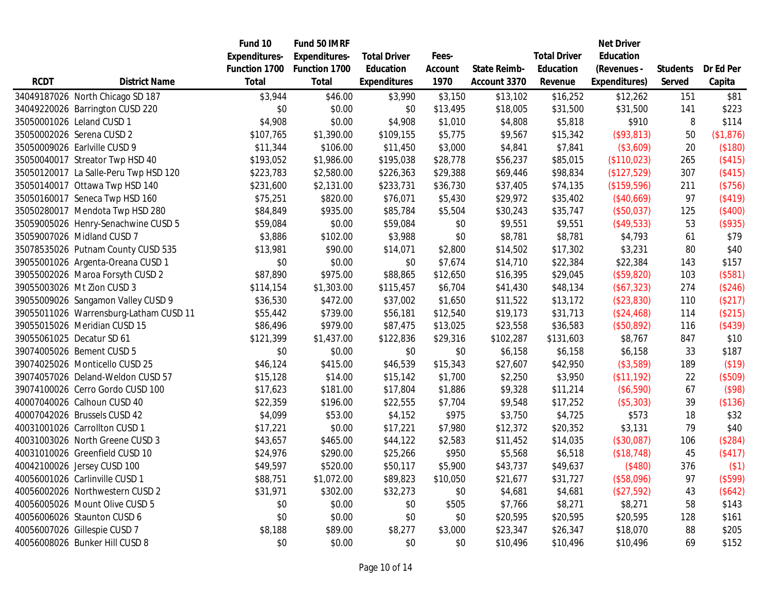| RCDT | District Name | Fund 10 Expenditures- Function 1700 Total | Fund 50 IMRF Expenditures- Function 1700 Total | Total Driver Education Expenditures | Fees- Account 1970 | State Reimb- Account 3370 | Total Driver Education Revenue | Net Driver Education (Revenues - Expenditures) | Students Served | Dr Ed Per Capita |
|---|---|---|---|---|---|---|---|---|---|---|
| 34049187026 | North Chicago SD 187 | $3,944 | $46.00 | $3,990 | $3,150 | $13,102 | $16,252 | $12,262 | 151 | $81 |
| 34049220026 | Barrington CUSD 220 | $0 | $0.00 | $0 | $13,495 | $18,005 | $31,500 | $31,500 | 141 | $223 |
| 35050001026 | Leland CUSD 1 | $4,908 | $0.00 | $4,908 | $1,010 | $4,808 | $5,818 | $910 | 8 | $114 |
| 35050002026 | Serena CUSD 2 | $107,765 | $1,390.00 | $109,155 | $5,775 | $9,567 | $15,342 | ($93,813) | 50 | ($1,876) |
| 35050009026 | Earlville CUSD 9 | $11,344 | $106.00 | $11,450 | $3,000 | $4,841 | $7,841 | ($3,609) | 20 | ($180) |
| 35050040017 | Streator Twp HSD 40 | $193,052 | $1,986.00 | $195,038 | $28,778 | $56,237 | $85,015 | ($110,023) | 265 | ($415) |
| 35050120017 | La Salle-Peru Twp HSD 120 | $223,783 | $2,580.00 | $226,363 | $29,388 | $69,446 | $98,834 | ($127,529) | 307 | ($415) |
| 35050140017 | Ottawa Twp HSD 140 | $231,600 | $2,131.00 | $233,731 | $36,730 | $37,405 | $74,135 | ($159,596) | 211 | ($756) |
| 35050160017 | Seneca Twp HSD 160 | $75,251 | $820.00 | $76,071 | $5,430 | $29,972 | $35,402 | ($40,669) | 97 | ($419) |
| 35050280017 | Mendota Twp HSD 280 | $84,849 | $935.00 | $85,784 | $5,504 | $30,243 | $35,747 | ($50,037) | 125 | ($400) |
| 35059005026 | Henry-Senachwine CUSD 5 | $59,084 | $0.00 | $59,084 | $0 | $9,551 | $9,551 | ($49,533) | 53 | ($935) |
| 35059007026 | Midland CUSD 7 | $3,886 | $102.00 | $3,988 | $0 | $8,781 | $8,781 | $4,793 | 61 | $79 |
| 35078535026 | Putnam County CUSD 535 | $13,981 | $90.00 | $14,071 | $2,800 | $14,502 | $17,302 | $3,231 | 80 | $40 |
| 39055001026 | Argenta-Oreana CUSD 1 | $0 | $0.00 | $0 | $7,674 | $14,710 | $22,384 | $22,384 | 143 | $157 |
| 39055002026 | Maroa Forsyth CUSD 2 | $87,890 | $975.00 | $88,865 | $12,650 | $16,395 | $29,045 | ($59,820) | 103 | ($581) |
| 39055003026 | Mt Zion CUSD 3 | $114,154 | $1,303.00 | $115,457 | $6,704 | $41,430 | $48,134 | ($67,323) | 274 | ($246) |
| 39055009026 | Sangamon Valley CUSD 9 | $36,530 | $472.00 | $37,002 | $1,650 | $11,522 | $13,172 | ($23,830) | 110 | ($217) |
| 39055011026 | Warrensburg-Latham CUSD 11 | $55,442 | $739.00 | $56,181 | $12,540 | $19,173 | $31,713 | ($24,468) | 114 | ($215) |
| 39055015026 | Meridian CUSD 15 | $86,496 | $979.00 | $87,475 | $13,025 | $23,558 | $36,583 | ($50,892) | 116 | ($439) |
| 39055061025 | Decatur SD 61 | $121,399 | $1,437.00 | $122,836 | $29,316 | $102,287 | $131,603 | $8,767 | 847 | $10 |
| 39074005026 | Bement CUSD 5 | $0 | $0.00 | $0 | $0 | $6,158 | $6,158 | $6,158 | 33 | $187 |
| 39074025026 | Monticello CUSD 25 | $46,124 | $415.00 | $46,539 | $15,343 | $27,607 | $42,950 | ($3,589) | 189 | ($19) |
| 39074057026 | Deland-Weldon CUSD 57 | $15,128 | $14.00 | $15,142 | $1,700 | $2,250 | $3,950 | ($11,192) | 22 | ($509) |
| 39074100026 | Cerro Gordo CUSD 100 | $17,623 | $181.00 | $17,804 | $1,886 | $9,328 | $11,214 | ($6,590) | 67 | ($98) |
| 40007040026 | Calhoun CUSD 40 | $22,359 | $196.00 | $22,555 | $7,704 | $9,548 | $17,252 | ($5,303) | 39 | ($136) |
| 40007042026 | Brussels CUSD 42 | $4,099 | $53.00 | $4,152 | $975 | $3,750 | $4,725 | $573 | 18 | $32 |
| 40031001026 | Carrollton CUSD 1 | $17,221 | $0.00 | $17,221 | $7,980 | $12,372 | $20,352 | $3,131 | 79 | $40 |
| 40031003026 | North Greene CUSD 3 | $43,657 | $465.00 | $44,122 | $2,583 | $11,452 | $14,035 | ($30,087) | 106 | ($284) |
| 40031010026 | Greenfield CUSD 10 | $24,976 | $290.00 | $25,266 | $950 | $5,568 | $6,518 | ($18,748) | 45 | ($417) |
| 40042100026 | Jersey CUSD 100 | $49,597 | $520.00 | $50,117 | $5,900 | $43,737 | $49,637 | ($480) | 376 | ($1) |
| 40056001026 | Carlinville CUSD 1 | $88,751 | $1,072.00 | $89,823 | $10,050 | $21,677 | $31,727 | ($58,096) | 97 | ($599) |
| 40056002026 | Northwestern CUSD 2 | $31,971 | $302.00 | $32,273 | $0 | $4,681 | $4,681 | ($27,592) | 43 | ($642) |
| 40056005026 | Mount Olive CUSD 5 | $0 | $0.00 | $0 | $505 | $7,766 | $8,271 | $8,271 | 58 | $143 |
| 40056006026 | Staunton CUSD 6 | $0 | $0.00 | $0 | $0 | $20,595 | $20,595 | $20,595 | 128 | $161 |
| 40056007026 | Gillespie CUSD 7 | $8,188 | $89.00 | $8,277 | $3,000 | $23,347 | $26,347 | $18,070 | 88 | $205 |
| 40056008026 | Bunker Hill CUSD 8 | $0 | $0.00 | $0 | $0 | $10,496 | $10,496 | $10,496 | 69 | $152 |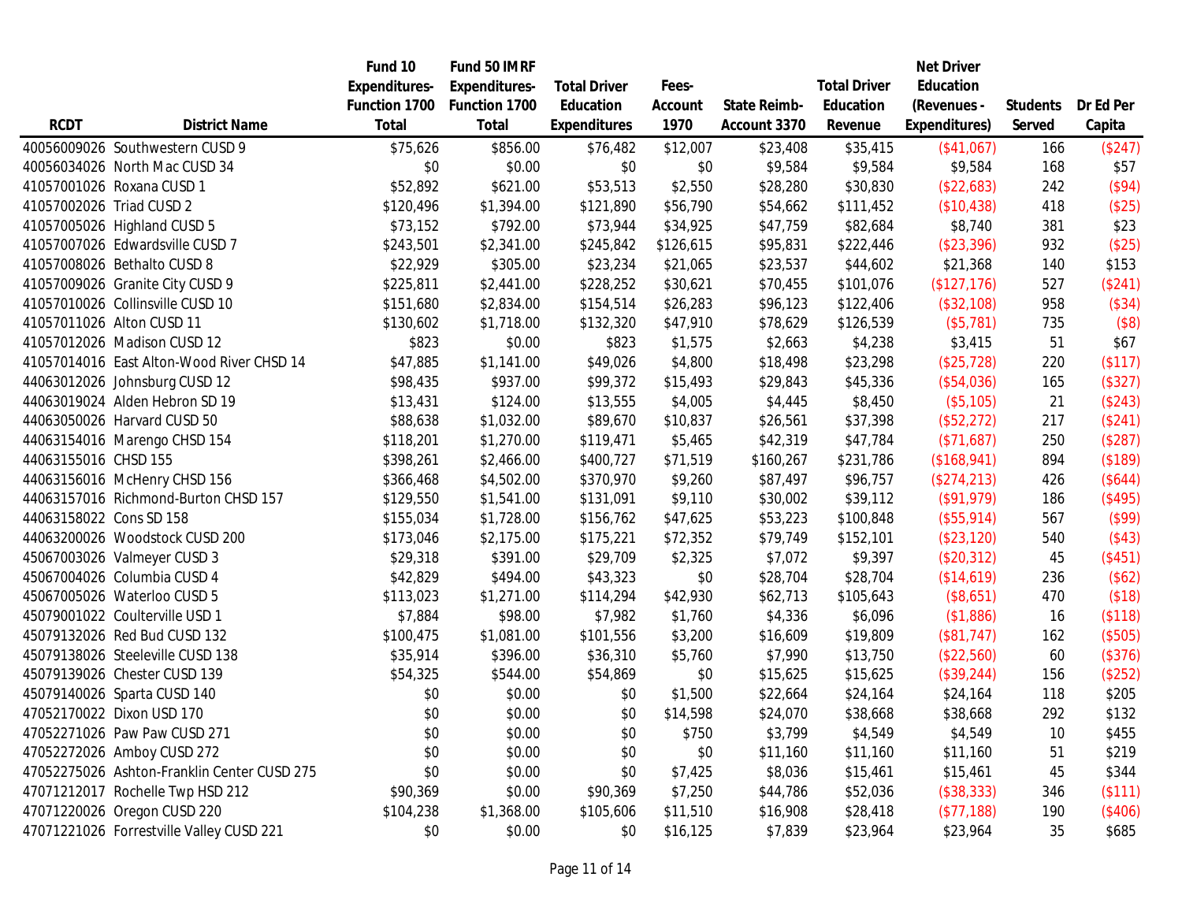| RCDT | District Name | Fund 10 Expenditures-Function 1700 Total | Fund 50 IMRF Expenditures-Function 1700 Total | Total Driver Education Expenditures | Fees-Account 1970 | State Reimb-Account 3370 | Total Driver Education Revenue | Net Driver Education (Revenues - Expenditures) | Students Served | Dr Ed Per Capita |
|---|---|---|---|---|---|---|---|---|---|---|
| 40056009026 | Southwestern CUSD 9 | $75,626 | $856.00 | $76,482 | $12,007 | $23,408 | $35,415 | ($41,067) | 166 | ($247) |
| 40056034026 | North Mac CUSD 34 | $0 | $0.00 | $0 | $0 | $9,584 | $9,584 | $9,584 | 168 | $57 |
| 41057001026 | Roxana CUSD 1 | $52,892 | $621.00 | $53,513 | $2,550 | $28,280 | $30,830 | ($22,683) | 242 | ($94) |
| 41057002026 | Triad CUSD 2 | $120,496 | $1,394.00 | $121,890 | $56,790 | $54,662 | $111,452 | ($10,438) | 418 | ($25) |
| 41057005026 | Highland CUSD 5 | $73,152 | $792.00 | $73,944 | $34,925 | $47,759 | $82,684 | $8,740 | 381 | $23 |
| 41057007026 | Edwardsville CUSD 7 | $243,501 | $2,341.00 | $245,842 | $126,615 | $95,831 | $222,446 | ($23,396) | 932 | ($25) |
| 41057008026 | Bethalto CUSD 8 | $22,929 | $305.00 | $23,234 | $21,065 | $23,537 | $44,602 | $21,368 | 140 | $153 |
| 41057009026 | Granite City CUSD 9 | $225,811 | $2,441.00 | $228,252 | $30,621 | $70,455 | $101,076 | ($127,176) | 527 | ($241) |
| 41057010026 | Collinsville CUSD 10 | $151,680 | $2,834.00 | $154,514 | $26,283 | $96,123 | $122,406 | ($32,108) | 958 | ($34) |
| 41057011026 | Alton CUSD 11 | $130,602 | $1,718.00 | $132,320 | $47,910 | $78,629 | $126,539 | ($5,781) | 735 | ($8) |
| 41057012026 | Madison CUSD 12 | $823 | $0.00 | $823 | $1,575 | $2,663 | $4,238 | $3,415 | 51 | $67 |
| 41057014016 | East Alton-Wood River CHSD 14 | $47,885 | $1,141.00 | $49,026 | $4,800 | $18,498 | $23,298 | ($25,728) | 220 | ($117) |
| 44063012026 | Johnsburg CUSD 12 | $98,435 | $937.00 | $99,372 | $15,493 | $29,843 | $45,336 | ($54,036) | 165 | ($327) |
| 44063019024 | Alden Hebron SD 19 | $13,431 | $124.00 | $13,555 | $4,005 | $4,445 | $8,450 | ($5,105) | 21 | ($243) |
| 44063050026 | Harvard CUSD 50 | $88,638 | $1,032.00 | $89,670 | $10,837 | $26,561 | $37,398 | ($52,272) | 217 | ($241) |
| 44063154016 | Marengo CHSD 154 | $118,201 | $1,270.00 | $119,471 | $5,465 | $42,319 | $47,784 | ($71,687) | 250 | ($287) |
| 44063155016 | CHSD 155 | $398,261 | $2,466.00 | $400,727 | $71,519 | $160,267 | $231,786 | ($168,941) | 894 | ($189) |
| 44063156016 | McHenry CHSD 156 | $366,468 | $4,502.00 | $370,970 | $9,260 | $87,497 | $96,757 | ($274,213) | 426 | ($644) |
| 44063157016 | Richmond-Burton CHSD 157 | $129,550 | $1,541.00 | $131,091 | $9,110 | $30,002 | $39,112 | ($91,979) | 186 | ($495) |
| 44063158022 | Cons SD 158 | $155,034 | $1,728.00 | $156,762 | $47,625 | $53,223 | $100,848 | ($55,914) | 567 | ($99) |
| 44063200026 | Woodstock CUSD 200 | $173,046 | $2,175.00 | $175,221 | $72,352 | $79,749 | $152,101 | ($23,120) | 540 | ($43) |
| 45067003026 | Valmeyer CUSD 3 | $29,318 | $391.00 | $29,709 | $2,325 | $7,072 | $9,397 | ($20,312) | 45 | ($451) |
| 45067004026 | Columbia CUSD 4 | $42,829 | $494.00 | $43,323 | $0 | $28,704 | $28,704 | ($14,619) | 236 | ($62) |
| 45067005026 | Waterloo CUSD 5 | $113,023 | $1,271.00 | $114,294 | $42,930 | $62,713 | $105,643 | ($8,651) | 470 | ($18) |
| 45079001022 | Coulterville USD 1 | $7,884 | $98.00 | $7,982 | $1,760 | $4,336 | $6,096 | ($1,886) | 16 | ($118) |
| 45079132026 | Red Bud CUSD 132 | $100,475 | $1,081.00 | $101,556 | $3,200 | $16,609 | $19,809 | ($81,747) | 162 | ($505) |
| 45079138026 | Steeleville CUSD 138 | $35,914 | $396.00 | $36,310 | $5,760 | $7,990 | $13,750 | ($22,560) | 60 | ($376) |
| 45079139026 | Chester CUSD 139 | $54,325 | $544.00 | $54,869 | $0 | $15,625 | $15,625 | ($39,244) | 156 | ($252) |
| 45079140026 | Sparta CUSD 140 | $0 | $0.00 | $0 | $1,500 | $22,664 | $24,164 | $24,164 | 118 | $205 |
| 47052170022 | Dixon USD 170 | $0 | $0.00 | $0 | $14,598 | $24,070 | $38,668 | $38,668 | 292 | $132 |
| 47052271026 | Paw Paw CUSD 271 | $0 | $0.00 | $0 | $750 | $3,799 | $4,549 | $4,549 | 10 | $455 |
| 47052272026 | Amboy CUSD 272 | $0 | $0.00 | $0 | $0 | $11,160 | $11,160 | $11,160 | 51 | $219 |
| 47052275026 | Ashton-Franklin Center CUSD 275 | $0 | $0.00 | $0 | $7,425 | $8,036 | $15,461 | $15,461 | 45 | $344 |
| 47071212017 | Rochelle Twp HSD 212 | $90,369 | $0.00 | $90,369 | $7,250 | $44,786 | $52,036 | ($38,333) | 346 | ($111) |
| 47071220026 | Oregon CUSD 220 | $104,238 | $1,368.00 | $105,606 | $11,510 | $16,908 | $28,418 | ($77,188) | 190 | ($406) |
| 47071221026 | Forrestville Valley CUSD 221 | $0 | $0.00 | $0 | $16,125 | $7,839 | $23,964 | $23,964 | 35 | $685 |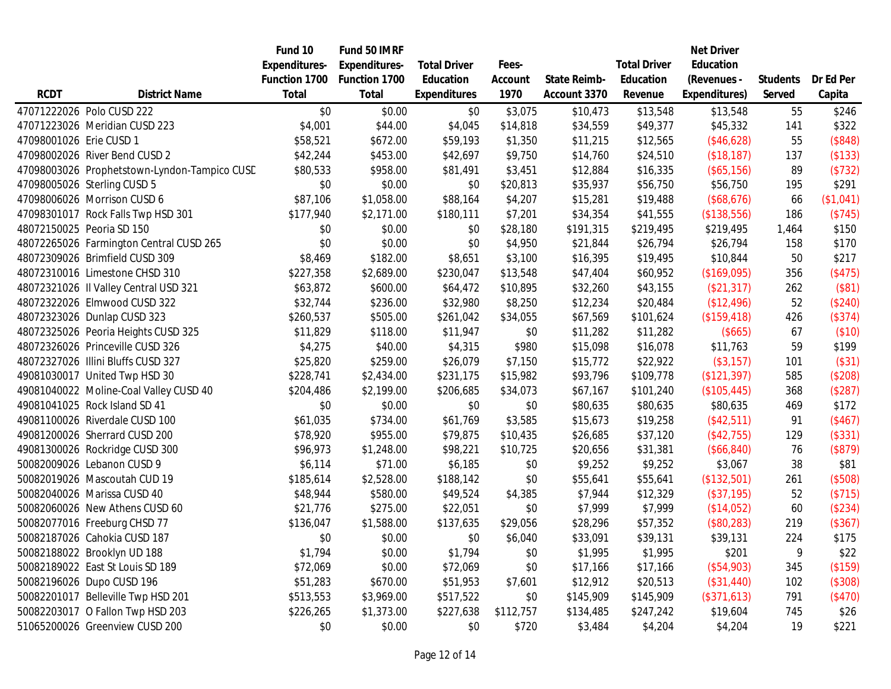| RCDT | District Name | Fund 10 Expenditures-Function 1700 Total | Fund 50 IMRF Expenditures-Function 1700 Total | Total Driver Education Expenditures | Fees-Account 1970 | State Reimb-Account 3370 | Total Driver Education Revenue | Net Driver Education (Revenues - Expenditures) | Students Served | Dr Ed Per Capita |
|---|---|---|---|---|---|---|---|---|---|---|
| 47071222026 | Polo CUSD 222 | $0 | $0.00 | $0 | $3,075 | $10,473 | $13,548 | $13,548 | 55 | $246 |
| 47071223026 | Meridian CUSD 223 | $4,001 | $44.00 | $4,045 | $14,818 | $34,559 | $49,377 | $45,332 | 141 | $322 |
| 47098001026 | Erie CUSD 1 | $58,521 | $672.00 | $59,193 | $1,350 | $11,215 | $12,565 | ($46,628) | 55 | ($848) |
| 47098002026 | River Bend CUSD 2 | $42,244 | $453.00 | $42,697 | $9,750 | $14,760 | $24,510 | ($18,187) | 137 | ($133) |
| 47098003026 | Prophetstown-Lyndon-Tampico CUSD | $80,533 | $958.00 | $81,491 | $3,451 | $12,884 | $16,335 | ($65,156) | 89 | ($732) |
| 47098005026 | Sterling CUSD 5 | $0 | $0.00 | $0 | $20,813 | $35,937 | $56,750 | $56,750 | 195 | $291 |
| 47098006026 | Morrison CUSD 6 | $87,106 | $1,058.00 | $88,164 | $4,207 | $15,281 | $19,488 | ($68,676) | 66 | ($1,041) |
| 47098301017 | Rock Falls Twp HSD 301 | $177,940 | $2,171.00 | $180,111 | $7,201 | $34,354 | $41,555 | ($138,556) | 186 | ($745) |
| 48072150025 | Peoria SD 150 | $0 | $0.00 | $0 | $28,180 | $191,315 | $219,495 | $219,495 | 1,464 | $150 |
| 48072265026 | Farmington Central CUSD 265 | $0 | $0.00 | $0 | $4,950 | $21,844 | $26,794 | $26,794 | 158 | $170 |
| 48072309026 | Brimfield CUSD 309 | $8,469 | $182.00 | $8,651 | $3,100 | $16,395 | $19,495 | $10,844 | 50 | $217 |
| 48072310016 | Limestone CHSD 310 | $227,358 | $2,689.00 | $230,047 | $13,548 | $47,404 | $60,952 | ($169,095) | 356 | ($475) |
| 48072321026 | Il Valley Central USD 321 | $63,872 | $600.00 | $64,472 | $10,895 | $32,260 | $43,155 | ($21,317) | 262 | ($81) |
| 48072322026 | Elmwood CUSD 322 | $32,744 | $236.00 | $32,980 | $8,250 | $12,234 | $20,484 | ($12,496) | 52 | ($240) |
| 48072323026 | Dunlap CUSD 323 | $260,537 | $505.00 | $261,042 | $34,055 | $67,569 | $101,624 | ($159,418) | 426 | ($374) |
| 48072325026 | Peoria Heights CUSD 325 | $11,829 | $118.00 | $11,947 | $0 | $11,282 | $11,282 | ($665) | 67 | ($10) |
| 48072326026 | Princeville CUSD 326 | $4,275 | $40.00 | $4,315 | $980 | $15,098 | $16,078 | $11,763 | 59 | $199 |
| 48072327026 | Illini Bluffs CUSD 327 | $25,820 | $259.00 | $26,079 | $7,150 | $15,772 | $22,922 | ($3,157) | 101 | ($31) |
| 49081030017 | United Twp HSD 30 | $228,741 | $2,434.00 | $231,175 | $15,982 | $93,796 | $109,778 | ($121,397) | 585 | ($208) |
| 49081040022 | Moline-Coal Valley CUSD 40 | $204,486 | $2,199.00 | $206,685 | $34,073 | $67,167 | $101,240 | ($105,445) | 368 | ($287) |
| 49081041025 | Rock Island SD 41 | $0 | $0.00 | $0 | $0 | $80,635 | $80,635 | $80,635 | 469 | $172 |
| 49081100026 | Riverdale CUSD 100 | $61,035 | $734.00 | $61,769 | $3,585 | $15,673 | $19,258 | ($42,511) | 91 | ($467) |
| 49081200026 | Sherrard CUSD 200 | $78,920 | $955.00 | $79,875 | $10,435 | $26,685 | $37,120 | ($42,755) | 129 | ($331) |
| 49081300026 | Rockridge CUSD 300 | $96,973 | $1,248.00 | $98,221 | $10,725 | $20,656 | $31,381 | ($66,840) | 76 | ($879) |
| 50082009026 | Lebanon CUSD 9 | $6,114 | $71.00 | $6,185 | $0 | $9,252 | $9,252 | $3,067 | 38 | $81 |
| 50082019026 | Mascoutah CUD 19 | $185,614 | $2,528.00 | $188,142 | $0 | $55,641 | $55,641 | ($132,501) | 261 | ($508) |
| 50082040026 | Marissa CUSD 40 | $48,944 | $580.00 | $49,524 | $4,385 | $7,944 | $12,329 | ($37,195) | 52 | ($715) |
| 50082060026 | New Athens CUSD 60 | $21,776 | $275.00 | $22,051 | $0 | $7,999 | $7,999 | ($14,052) | 60 | ($234) |
| 50082077016 | Freeburg CHSD 77 | $136,047 | $1,588.00 | $137,635 | $29,056 | $28,296 | $57,352 | ($80,283) | 219 | ($367) |
| 50082187026 | Cahokia CUSD 187 | $0 | $0.00 | $0 | $6,040 | $33,091 | $39,131 | $39,131 | 224 | $175 |
| 50082188022 | Brooklyn UD 188 | $1,794 | $0.00 | $1,794 | $0 | $1,995 | $1,995 | $201 | 9 | $22 |
| 50082189022 | East St Louis SD 189 | $72,069 | $0.00 | $72,069 | $0 | $17,166 | $17,166 | ($54,903) | 345 | ($159) |
| 50082196026 | Dupo CUSD 196 | $51,283 | $670.00 | $51,953 | $7,601 | $12,912 | $20,513 | ($31,440) | 102 | ($308) |
| 50082201017 | Belleville Twp HSD 201 | $513,553 | $3,969.00 | $517,522 | $0 | $145,909 | $145,909 | ($371,613) | 791 | ($470) |
| 50082203017 | O Fallon Twp HSD 203 | $226,265 | $1,373.00 | $227,638 | $112,757 | $134,485 | $247,242 | $19,604 | 745 | $26 |
| 51065200026 | Greenview CUSD 200 | $0 | $0.00 | $0 | $720 | $3,484 | $4,204 | $4,204 | 19 | $221 |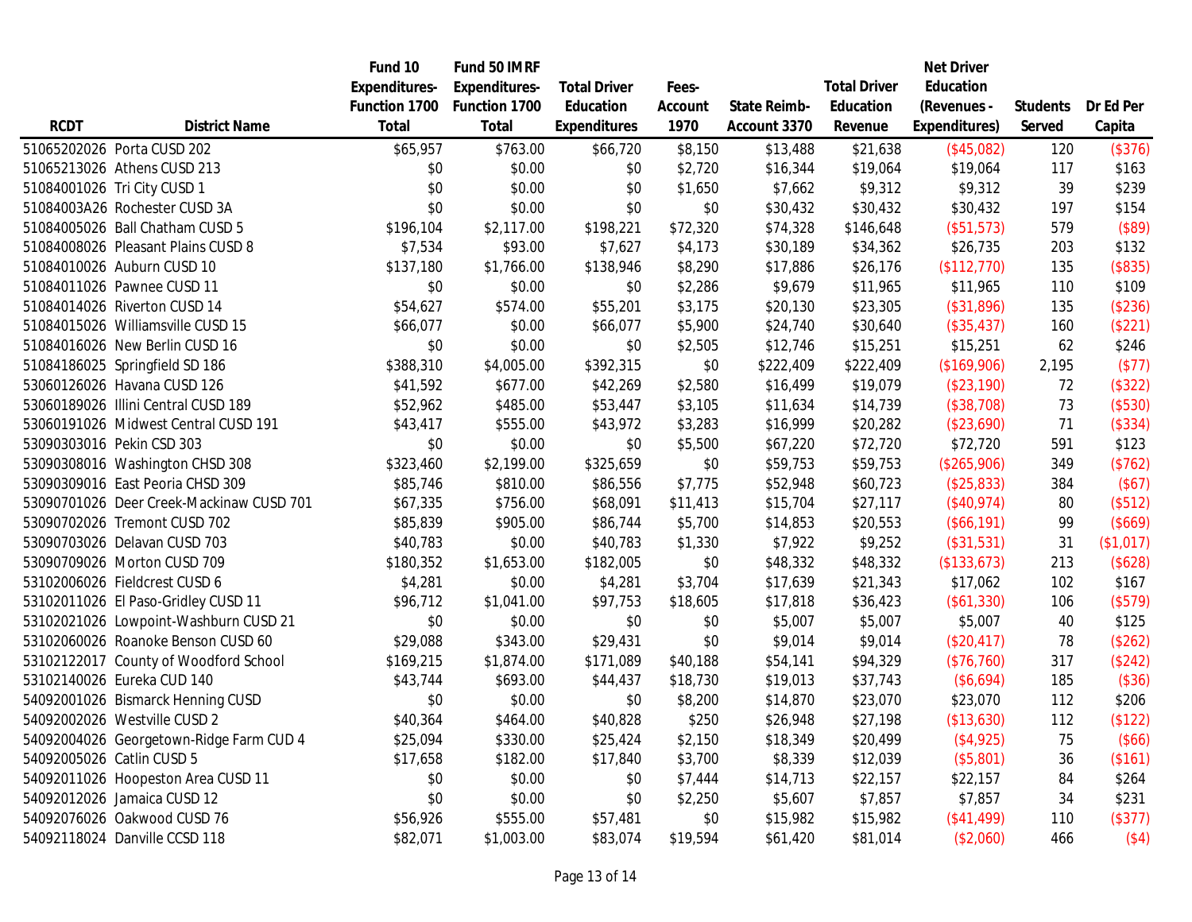| RCDT | District Name | Fund 10 Expenditures-Function 1700 Total | Fund 50 IMRF Expenditures-Function 1700 Total | Total Driver Education Expenditures | Fees-Account 1970 | State Reimb-Account 3370 | Total Driver Education Revenue | Net Driver Education (Revenues - Expenditures) | Students Served | Dr Ed Per Capita |
|---|---|---|---|---|---|---|---|---|---|---|
| 51065202026 | Porta CUSD 202 | $65,957 | $763.00 | $66,720 | $8,150 | $13,488 | $21,638 | ($45,082) | 120 | ($376) |
| 51065213026 | Athens CUSD 213 | $0 | $0.00 | $0 | $2,720 | $16,344 | $19,064 | $19,064 | 117 | $163 |
| 51084001026 | Tri City CUSD 1 | $0 | $0.00 | $0 | $1,650 | $7,662 | $9,312 | $9,312 | 39 | $239 |
| 51084003A26 | Rochester CUSD 3A | $0 | $0.00 | $0 | $0 | $30,432 | $30,432 | $30,432 | 197 | $154 |
| 51084005026 | Ball Chatham CUSD 5 | $196,104 | $2,117.00 | $198,221 | $72,320 | $74,328 | $146,648 | ($51,573) | 579 | ($89) |
| 51084008026 | Pleasant Plains CUSD 8 | $7,534 | $93.00 | $7,627 | $4,173 | $30,189 | $34,362 | $26,735 | 203 | $132 |
| 51084010026 | Auburn CUSD 10 | $137,180 | $1,766.00 | $138,946 | $8,290 | $17,886 | $26,176 | ($112,770) | 135 | ($835) |
| 51084011026 | Pawnee CUSD 11 | $0 | $0.00 | $0 | $2,286 | $9,679 | $11,965 | $11,965 | 110 | $109 |
| 51084014026 | Riverton CUSD 14 | $54,627 | $574.00 | $55,201 | $3,175 | $20,130 | $23,305 | ($31,896) | 135 | ($236) |
| 51084015026 | Williamsville CUSD 15 | $66,077 | $0.00 | $66,077 | $5,900 | $24,740 | $30,640 | ($35,437) | 160 | ($221) |
| 51084016026 | New Berlin CUSD 16 | $0 | $0.00 | $0 | $2,505 | $12,746 | $15,251 | $15,251 | 62 | $246 |
| 51084186025 | Springfield SD 186 | $388,310 | $4,005.00 | $392,315 | $0 | $222,409 | $222,409 | ($169,906) | 2,195 | ($77) |
| 53060126026 | Havana CUSD 126 | $41,592 | $677.00 | $42,269 | $2,580 | $16,499 | $19,079 | ($23,190) | 72 | ($322) |
| 53060189026 | Illini Central CUSD 189 | $52,962 | $485.00 | $53,447 | $3,105 | $11,634 | $14,739 | ($38,708) | 73 | ($530) |
| 53060191026 | Midwest Central CUSD 191 | $43,417 | $555.00 | $43,972 | $3,283 | $16,999 | $20,282 | ($23,690) | 71 | ($334) |
| 53090303016 | Pekin CSD 303 | $0 | $0.00 | $0 | $5,500 | $67,220 | $72,720 | $72,720 | 591 | $123 |
| 53090308016 | Washington CHSD 308 | $323,460 | $2,199.00 | $325,659 | $0 | $59,753 | $59,753 | ($265,906) | 349 | ($762) |
| 53090309016 | East Peoria CHSD 309 | $85,746 | $810.00 | $86,556 | $7,775 | $52,948 | $60,723 | ($25,833) | 384 | ($67) |
| 53090701026 | Deer Creek-Mackinaw CUSD 701 | $67,335 | $756.00 | $68,091 | $11,413 | $15,704 | $27,117 | ($40,974) | 80 | ($512) |
| 53090702026 | Tremont CUSD 702 | $85,839 | $905.00 | $86,744 | $5,700 | $14,853 | $20,553 | ($66,191) | 99 | ($669) |
| 53090703026 | Delavan CUSD 703 | $40,783 | $0.00 | $40,783 | $1,330 | $7,922 | $9,252 | ($31,531) | 31 | ($1,017) |
| 53090709026 | Morton CUSD 709 | $180,352 | $1,653.00 | $182,005 | $0 | $48,332 | $48,332 | ($133,673) | 213 | ($628) |
| 53102006026 | Fieldcrest CUSD 6 | $4,281 | $0.00 | $4,281 | $3,704 | $17,639 | $21,343 | $17,062 | 102 | $167 |
| 53102011026 | El Paso-Gridley CUSD 11 | $96,712 | $1,041.00 | $97,753 | $18,605 | $17,818 | $36,423 | ($61,330) | 106 | ($579) |
| 53102021026 | Lowpoint-Washburn CUSD 21 | $0 | $0.00 | $0 | $0 | $5,007 | $5,007 | $5,007 | 40 | $125 |
| 53102060026 | Roanoke Benson CUSD 60 | $29,088 | $343.00 | $29,431 | $0 | $9,014 | $9,014 | ($20,417) | 78 | ($262) |
| 53102122017 | County of Woodford School | $169,215 | $1,874.00 | $171,089 | $40,188 | $54,141 | $94,329 | ($76,760) | 317 | ($242) |
| 53102140026 | Eureka CUD 140 | $43,744 | $693.00 | $44,437 | $18,730 | $19,013 | $37,743 | ($6,694) | 185 | ($36) |
| 54092001026 | Bismarck Henning CUSD | $0 | $0.00 | $0 | $8,200 | $14,870 | $23,070 | $23,070 | 112 | $206 |
| 54092002026 | Westville CUSD 2 | $40,364 | $464.00 | $40,828 | $250 | $26,948 | $27,198 | ($13,630) | 112 | ($122) |
| 54092004026 | Georgetown-Ridge Farm CUD 4 | $25,094 | $330.00 | $25,424 | $2,150 | $18,349 | $20,499 | ($4,925) | 75 | ($66) |
| 54092005026 | Catlin CUSD 5 | $17,658 | $182.00 | $17,840 | $3,700 | $8,339 | $12,039 | ($5,801) | 36 | ($161) |
| 54092011026 | Hoopeston Area CUSD 11 | $0 | $0.00 | $0 | $7,444 | $14,713 | $22,157 | $22,157 | 84 | $264 |
| 54092012026 | Jamaica CUSD 12 | $0 | $0.00 | $0 | $2,250 | $5,607 | $7,857 | $7,857 | 34 | $231 |
| 54092076026 | Oakwood CUSD 76 | $56,926 | $555.00 | $57,481 | $0 | $15,982 | $15,982 | ($41,499) | 110 | ($377) |
| 54092118024 | Danville CCSD 118 | $82,071 | $1,003.00 | $83,074 | $19,594 | $61,420 | $81,014 | ($2,060) | 466 | ($4) |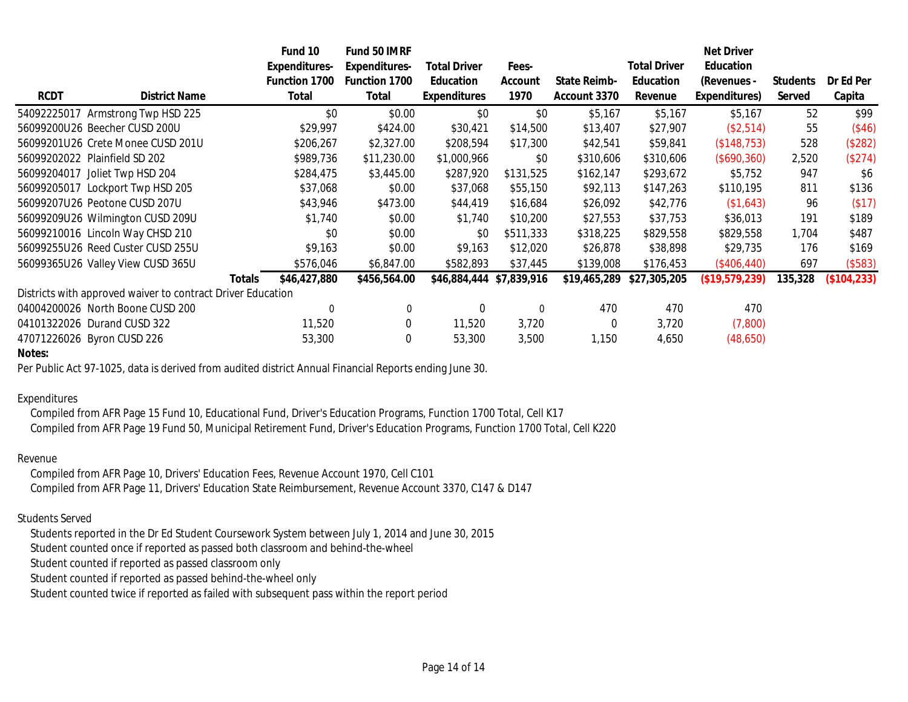| RCDT | District Name | Fund 10 Expenditures- Function 1700 Total | Fund 50 IMRF Expenditures- Function 1700 Total | Total Driver Education Expenditures | Fees- Account 1970 | State Reimb- Account 3370 | Total Driver Education Revenue | Net Driver Education (Revenues - Expenditures) | Students Served | Dr Ed Per Capita |
|---|---|---|---|---|---|---|---|---|---|---|
| 54092225017 | Armstrong Twp HSD 225 | $0 | $0.00 | $0 | $0 | $5,167 | $5,167 | $5,167 | 52 | $99 |
| 56099200U26 | Beecher CUSD 200U | $29,997 | $424.00 | $30,421 | $14,500 | $13,407 | $27,907 | ($2,514) | 55 | ($46) |
| 56099201U26 | Crete Monee CUSD 201U | $206,267 | $2,327.00 | $208,594 | $17,300 | $42,541 | $59,841 | ($148,753) | 528 | ($282) |
| 56099202022 | Plainfield SD 202 | $989,736 | $11,230.00 | $1,000,966 | $0 | $310,606 | $310,606 | ($690,360) | 2,520 | ($274) |
| 56099204017 | Joliet Twp HSD 204 | $284,475 | $3,445.00 | $287,920 | $131,525 | $162,147 | $293,672 | $5,752 | 947 | $6 |
| 56099205017 | Lockport Twp HSD 205 | $37,068 | $0.00 | $37,068 | $55,150 | $92,113 | $147,263 | $110,195 | 811 | $136 |
| 56099207U26 | Peotone CUSD 207U | $43,946 | $473.00 | $44,419 | $16,684 | $26,092 | $42,776 | ($1,643) | 96 | ($17) |
| 56099209U26 | Wilmington CUSD 209U | $1,740 | $0.00 | $1,740 | $10,200 | $27,553 | $37,753 | $36,013 | 191 | $189 |
| 56099210016 | Lincoln Way CHSD 210 | $0 | $0.00 | $0 | $511,333 | $318,225 | $829,558 | $829,558 | 1,704 | $487 |
| 56099255U26 | Reed Custer CUSD 255U | $9,163 | $0.00 | $9,163 | $12,020 | $26,878 | $38,898 | $29,735 | 176 | $169 |
| 56099365U26 | Valley View CUSD 365U | $576,046 | $6,847.00 | $582,893 | $37,445 | $139,008 | $176,453 | ($406,440) | 697 | ($583) |
| | **Totals** | **$46,427,880** | **$456,564.00** | **$46,884,444** | **$7,839,916** | **$19,465,289** | **$27,305,205** | **($19,579,239)** | **135,328** | **($104,233)** |
| Districts with approved waiver to contract Driver Education | | | | | | | | | | |
| 04004200026 | North Boone CUSD 200 | 0 | 0 | 0 | 0 | 470 | 470 | 470 | | |
| 04101322026 | Durand CUSD 322 | 11,520 | 0 | 11,520 | 3,720 | 0 | 3,720 | (7,800) | | |
| 47071226026 | Byron CUSD 226 | 53,300 | 0 | 53,300 | 3,500 | 1,150 | 4,650 | (48,650) | | |

**Notes:**

Per Public Act 97-1025, data is derived from audited district Annual Financial Reports ending June 30.

Expenditures

Compiled from AFR Page 15 Fund 10, Educational Fund, Driver's Education Programs, Function 1700 Total, Cell K17
Compiled from AFR Page 19 Fund 50, Municipal Retirement Fund, Driver's Education Programs, Function 1700 Total, Cell K220

Revenue

Compiled from AFR Page 10, Drivers' Education Fees, Revenue Account 1970, Cell C101
Compiled from AFR Page 11, Drivers' Education State Reimbursement, Revenue Account 3370, C147 & D147

Students Served

Students reported in the Dr Ed Student Coursework System between July 1, 2014 and June 30, 2015
Student counted once if reported as passed both classroom and behind-the-wheel
Student counted if reported as passed classroom only
Student counted if reported as passed behind-the-wheel only
Student counted twice if reported as failed with subsequent pass within the report period